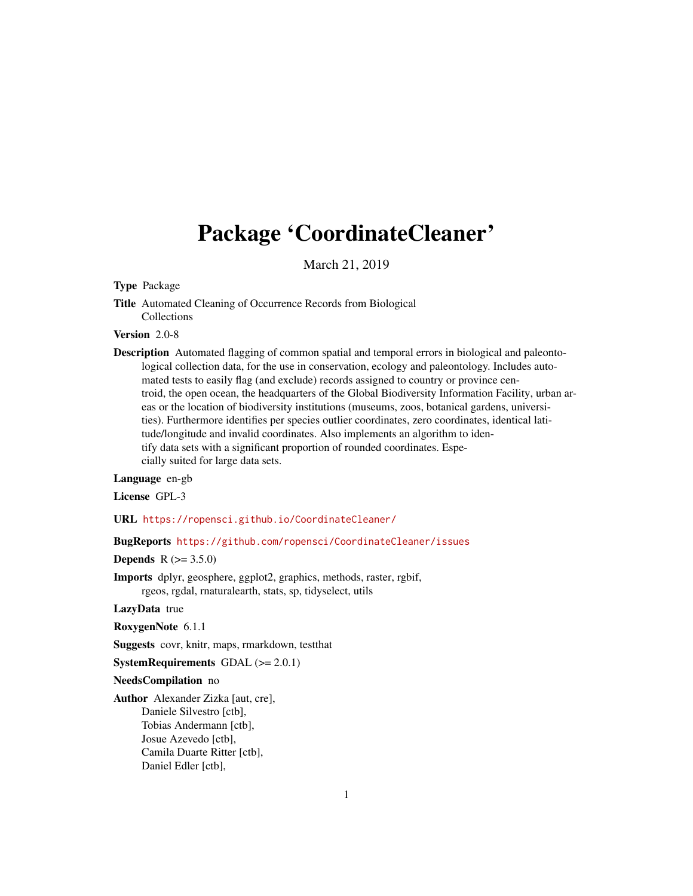# Package 'CoordinateCleaner'

March 21, 2019

**Type** Package

**Title** Automated Cleaning of Occurrence Records from Biological Collections

**Version** 2.0-8

**Description** Automated flagging of common spatial and temporal errors in biological and paleontological collection data, for the use in conservation, ecology and paleontology. Includes automated tests to easily flag (and exclude) records assigned to country or province centroid, the open ocean, the headquarters of the Global Biodiversity Information Facility, urban areas or the location of biodiversity institutions (museums, zoos, botanical gardens, universities). Furthermore identifies per species outlier coordinates, zero coordinates, identical latitude/longitude and invalid coordinates. Also implements an algorithm to identify data sets with a significant proportion of rounded coordinates. Especially suited for large data sets.

**Language** en-gb

**License** GPL-3

**URL** https://ropensci.github.io/CoordinateCleaner/

**BugReports** https://github.com/ropensci/CoordinateCleaner/issues

**Depends** R (>= 3.5.0)

**Imports** dplyr, geosphere, ggplot2, graphics, methods, raster, rgbif, rgeos, rgdal, rnaturalearth, stats, sp, tidyselect, utils

**LazyData** true

**RoxygenNote** 6.1.1

**Suggests** covr, knitr, maps, rmarkdown, testthat

**SystemRequirements** GDAL (>= 2.0.1)

**NeedsCompilation** no

**Author** Alexander Zizka [aut, cre],
Daniele Silvestro [ctb],
Tobias Andermann [ctb],
Josue Azevedo [ctb],
Camila Duarte Ritter [ctb],
Daniel Edler [ctb],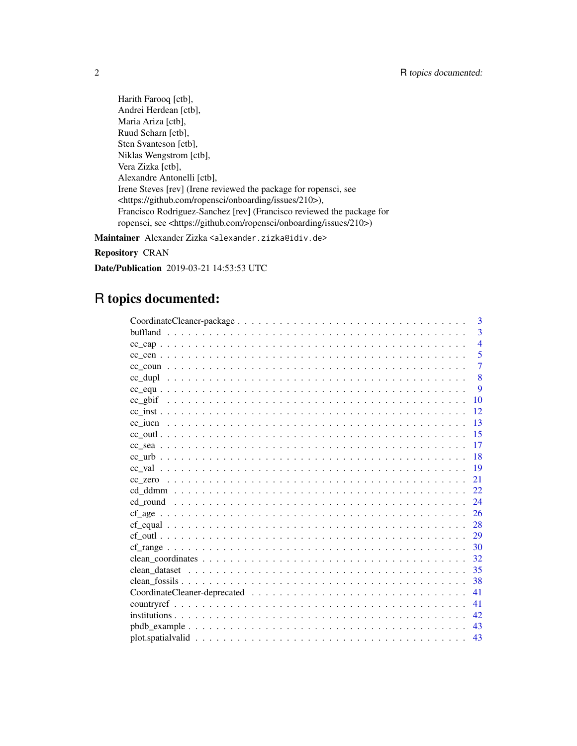Harith Farooq [ctb],
Andrei Herdean [ctb],
Maria Ariza [ctb],
Ruud Scharn [ctb],
Sten Svanteson [ctb],
Niklas Wengstrom [ctb],
Vera Zizka [ctb],
Alexandre Antonelli [ctb],
Irene Steves [rev] (Irene reviewed the package for ropensci, see <https://github.com/ropensci/onboarding/issues/210>),
Francisco Rodriguez-Sanchez [rev] (Francisco reviewed the package for ropensci, see <https://github.com/ropensci/onboarding/issues/210>)

**Maintainer** Alexander Zizka <alexander.zizka@idiv.de>

**Repository** CRAN

**Date/Publication** 2019-03-21 14:53:53 UTC

# R topics documented:

| | |
|---|---|
| CoordinateCleaner-package | 3 |
| buffland | 3 |
| cc_cap | 4 |
| cc_cen | 5 |
| cc_coun | 7 |
| cc_dupl | 8 |
| cc_equ | 9 |
| cc_gbif | 10 |
| cc_inst | 12 |
| cc_iucn | 13 |
| cc_outl | 15 |
| cc_sea | 17 |
| cc_urb | 18 |
| cc_val | 19 |
| cc_zero | 21 |
| cd_ddmm | 22 |
| cd_round | 24 |
| cf_age | 26 |
| cf_equal | 28 |
| cf_outl | 29 |
| cf_range | 30 |
| clean_coordinates | 32 |
| clean_dataset | 35 |
| clean_fossils | 38 |
| CoordinateCleaner-deprecated | 41 |
| countryref | 41 |
| institutions | 42 |
| pbdb_example | 43 |
| plot.spatialvalid | 43 |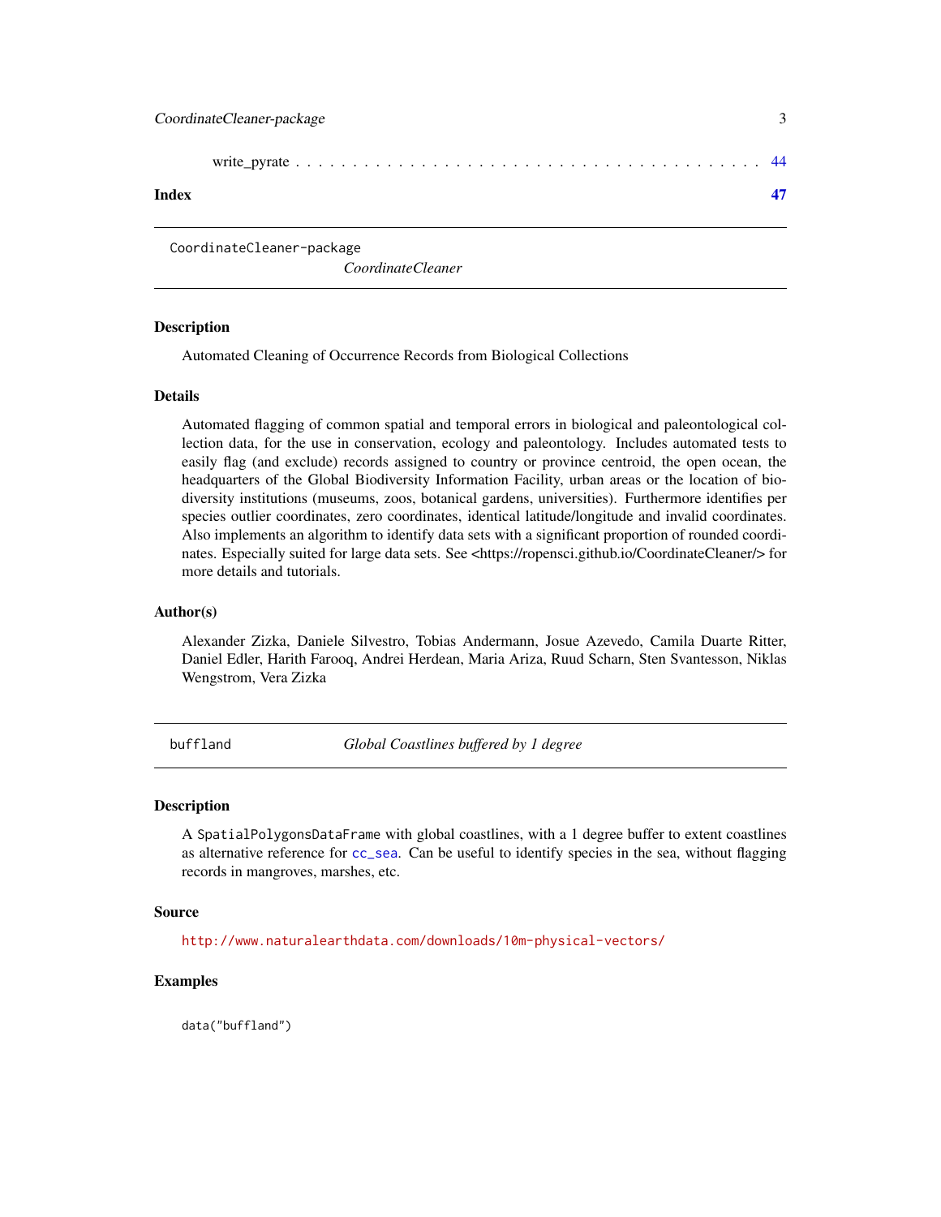write_pyrate . . . . . . . . . . . . . . . . . . . . . . . . . . . . . . . . . . . . . . . 44

**Index** **47**

---

## CoordinateCleaner-package — *CoordinateCleaner*

### Description

Automated Cleaning of Occurrence Records from Biological Collections

### Details

Automated flagging of common spatial and temporal errors in biological and paleontological collection data, for the use in conservation, ecology and paleontology. Includes automated tests to easily flag (and exclude) records assigned to country or province centroid, the open ocean, the headquarters of the Global Biodiversity Information Facility, urban areas or the location of biodiversity institutions (museums, zoos, botanical gardens, universities). Furthermore identifies per species outlier coordinates, zero coordinates, identical latitude/longitude and invalid coordinates. Also implements an algorithm to identify data sets with a significant proportion of rounded coordinates. Especially suited for large data sets. See <https://ropensci.github.io/CoordinateCleaner/> for more details and tutorials.

### Author(s)

Alexander Zizka, Daniele Silvestro, Tobias Andermann, Josue Azevedo, Camila Duarte Ritter, Daniel Edler, Harith Farooq, Andrei Herdean, Maria Ariza, Ruud Scharn, Sten Svantesson, Niklas Wengstrom, Vera Zizka

---

## buffland — *Global Coastlines buffered by 1 degree*

### Description

A `SpatialPolygonsDataFrame` with global coastlines, with a 1 degree buffer to extent coastlines as alternative reference for `cc_sea`. Can be useful to identify species in the sea, without flagging records in mangroves, marshes, etc.

### Source

http://www.naturalearthdata.com/downloads/10m-physical-vectors/

### Examples

```
data("buffland")
```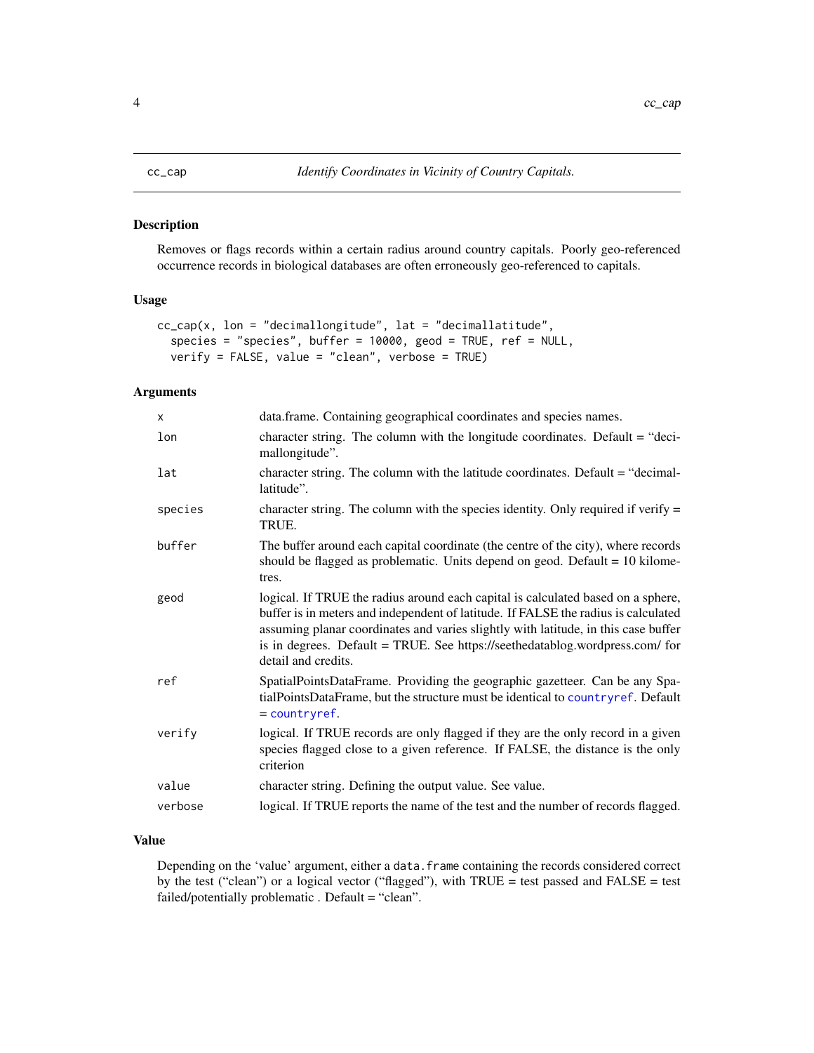## cc_cap — *Identify Coordinates in Vicinity of Country Capitals.*

### Description

Removes or flags records within a certain radius around country capitals. Poorly geo-referenced occurrence records in biological databases are often erroneously geo-referenced to capitals.

### Usage

```
cc_cap(x, lon = "decimallongitude", lat = "decimallatitude",
  species = "species", buffer = 10000, geod = TRUE, ref = NULL,
  verify = FALSE, value = "clean", verbose = TRUE)
```

### Arguments

| | |
|---|---|
| `x` | data.frame. Containing geographical coordinates and species names. |
| `lon` | character string. The column with the longitude coordinates. Default = "decimallongitude". |
| `lat` | character string. The column with the latitude coordinates. Default = "decimallatitude". |
| `species` | character string. The column with the species identity. Only required if verify = TRUE. |
| `buffer` | The buffer around each capital coordinate (the centre of the city), where records should be flagged as problematic. Units depend on geod. Default = 10 kilometres. |
| `geod` | logical. If TRUE the radius around each capital is calculated based on a sphere, buffer is in meters and independent of latitude. If FALSE the radius is calculated assuming planar coordinates and varies slightly with latitude, in this case buffer is in degrees. Default = TRUE. See https://seethedatablog.wordpress.com/ for detail and credits. |
| `ref` | SpatialPointsDataFrame. Providing the geographic gazetteer. Can be any SpatialPointsDataFrame, but the structure must be identical to `countryref`. Default = `countryref`. |
| `verify` | logical. If TRUE records are only flagged if they are the only record in a given species flagged close to a given reference. If FALSE, the distance is the only criterion |
| `value` | character string. Defining the output value. See value. |
| `verbose` | logical. If TRUE reports the name of the test and the number of records flagged. |

### Value

Depending on the 'value' argument, either a `data.frame` containing the records considered correct by the test ("clean") or a logical vector ("flagged"), with TRUE = test passed and FALSE = test failed/potentially problematic . Default = "clean".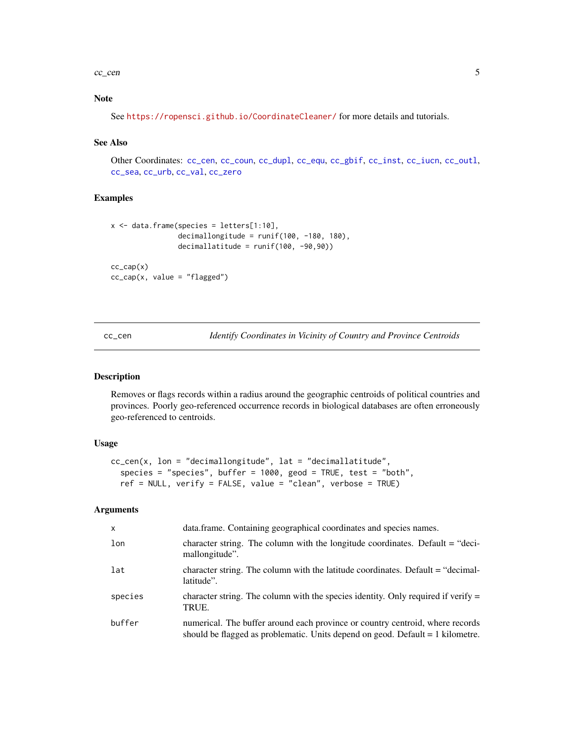## Note

See https://ropensci.github.io/CoordinateCleaner/ for more details and tutorials.

## See Also

Other Coordinates: cc_cen, cc_coun, cc_dupl, cc_equ, cc_gbif, cc_inst, cc_iucn, cc_outl, cc_sea, cc_urb, cc_val, cc_zero

## Examples

```
x <- data.frame(species = letters[1:10],
                decimallongitude = runif(100, -180, 180),
                decimallatitude = runif(100, -90,90))

cc_cap(x)
cc_cap(x, value = "flagged")
```

---

# cc_cen — *Identify Coordinates in Vicinity of Country and Province Centroids*

---

## Description

Removes or flags records within a radius around the geographic centroids of political countries and provinces. Poorly geo-referenced occurrence records in biological databases are often erroneously geo-referenced to centroids.

## Usage

```
cc_cen(x, lon = "decimallongitude", lat = "decimallatitude",
  species = "species", buffer = 1000, geod = TRUE, test = "both",
  ref = NULL, verify = FALSE, value = "clean", verbose = TRUE)
```

## Arguments

| | |
|---|---|
| x | data.frame. Containing geographical coordinates and species names. |
| lon | character string. The column with the longitude coordinates. Default = "decimallongitude". |
| lat | character string. The column with the latitude coordinates. Default = "decimallatitude". |
| species | character string. The column with the species identity. Only required if verify = TRUE. |
| buffer | numerical. The buffer around each province or country centroid, where records should be flagged as problematic. Units depend on geod. Default = 1 kilometre. |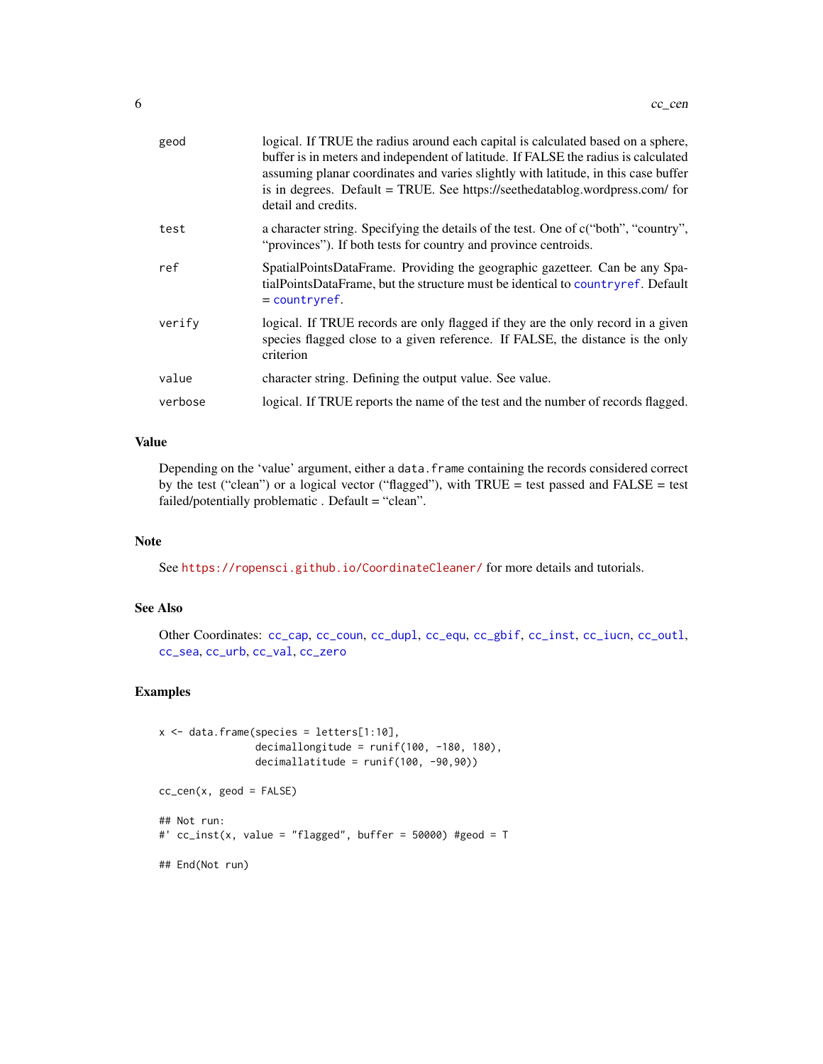| | |
|---|---|
| geod | logical. If TRUE the radius around each capital is calculated based on a sphere, buffer is in meters and independent of latitude. If FALSE the radius is calculated assuming planar coordinates and varies slightly with latitude, in this case buffer is in degrees. Default = TRUE. See https://seethedatablog.wordpress.com/ for detail and credits. |
| test | a character string. Specifying the details of the test. One of c("both", "country", "provinces"). If both tests for country and province centroids. |
| ref | SpatialPointsDataFrame. Providing the geographic gazetteer. Can be any SpatialPointsDataFrame, but the structure must be identical to countryref. Default = countryref. |
| verify | logical. If TRUE records are only flagged if they are the only record in a given species flagged close to a given reference. If FALSE, the distance is the only criterion |
| value | character string. Defining the output value. See value. |
| verbose | logical. If TRUE reports the name of the test and the number of records flagged. |

## Value

Depending on the 'value' argument, either a `data.frame` containing the records considered correct by the test ("clean") or a logical vector ("flagged"), with TRUE = test passed and FALSE = test failed/potentially problematic . Default = "clean".

## Note

See https://ropensci.github.io/CoordinateCleaner/ for more details and tutorials.

## See Also

Other Coordinates: cc_cap, cc_coun, cc_dupl, cc_equ, cc_gbif, cc_inst, cc_iucn, cc_outl, cc_sea, cc_urb, cc_val, cc_zero

## Examples

```
x <- data.frame(species = letters[1:10],
                decimallongitude = runif(100, -180, 180),
                decimallatitude = runif(100, -90,90))

cc_cen(x, geod = FALSE)

## Not run:
#' cc_inst(x, value = "flagged", buffer = 50000) #geod = T

## End(Not run)
```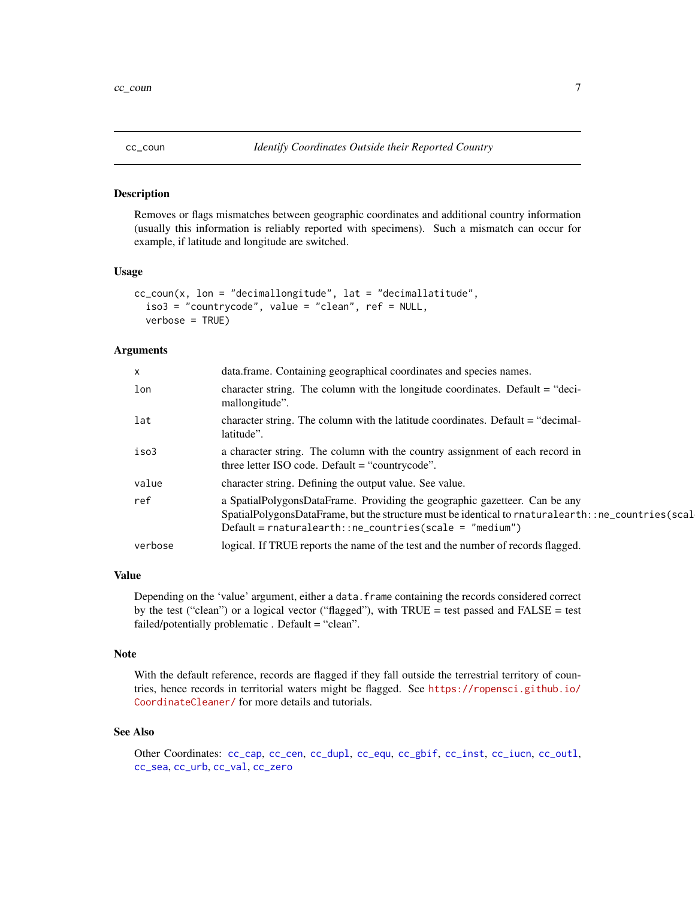## cc_coun — *Identify Coordinates Outside their Reported Country*

### Description

Removes or flags mismatches between geographic coordinates and additional country information (usually this information is reliably reported with specimens). Such a mismatch can occur for example, if latitude and longitude are switched.

### Usage

```
cc_coun(x, lon = "decimallongitude", lat = "decimallatitude",
  iso3 = "countrycode", value = "clean", ref = NULL,
  verbose = TRUE)
```

### Arguments

| | |
|---|---|
| `x` | data.frame. Containing geographical coordinates and species names. |
| `lon` | character string. The column with the longitude coordinates. Default = “decimallongitude”. |
| `lat` | character string. The column with the latitude coordinates. Default = “decimallatitude”. |
| `iso3` | a character string. The column with the country assignment of each record in three letter ISO code. Default = “countrycode”. |
| `value` | character string. Defining the output value. See value. |
| `ref` | a SpatialPolygonsDataFrame. Providing the geographic gazetteer. Can be any SpatialPolygonsDataFrame, but the structure must be identical to `rnaturalearth::ne_countries(scal` Default = `rnaturalearth::ne_countries(scale = "medium")` |
| `verbose` | logical. If TRUE reports the name of the test and the number of records flagged. |

### Value

Depending on the ‘value’ argument, either a `data.frame` containing the records considered correct by the test (“clean”) or a logical vector (“flagged”), with TRUE = test passed and FALSE = test failed/potentially problematic . Default = “clean”.

### Note

With the default reference, records are flagged if they fall outside the terrestrial territory of countries, hence records in territorial waters might be flagged. See https://ropensci.github.io/CoordinateCleaner/ for more details and tutorials.

### See Also

Other Coordinates: `cc_cap`, `cc_cen`, `cc_dupl`, `cc_equ`, `cc_gbif`, `cc_inst`, `cc_iucn`, `cc_outl`, `cc_sea`, `cc_urb`, `cc_val`, `cc_zero`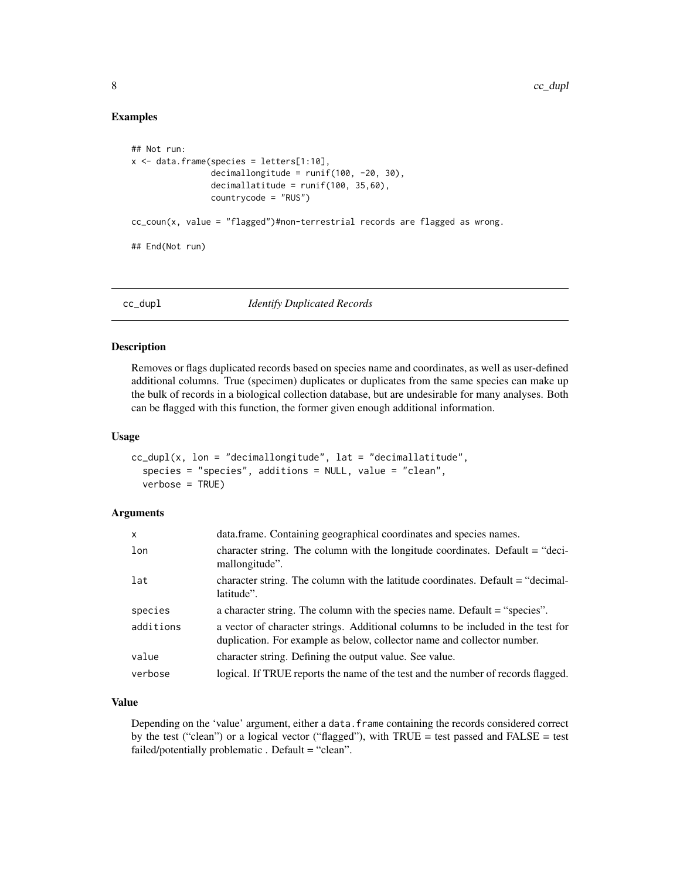### Examples

```
## Not run:
x <- data.frame(species = letters[1:10],
                decimallongitude = runif(100, -20, 30),
                decimallatitude = runif(100, 35,60),
                countrycode = "RUS")

cc_coun(x, value = "flagged")#non-terrestrial records are flagged as wrong.

## End(Not run)
```

---

## cc_dupl — *Identify Duplicated Records*

### Description

Removes or flags duplicated records based on species name and coordinates, as well as user-defined additional columns. True (specimen) duplicates or duplicates from the same species can make up the bulk of records in a biological collection database, but are undesirable for many analyses. Both can be flagged with this function, the former given enough additional information.

### Usage

```
cc_dupl(x, lon = "decimallongitude", lat = "decimallatitude",
  species = "species", additions = NULL, value = "clean",
  verbose = TRUE)
```

### Arguments

| | |
|---|---|
| x | data.frame. Containing geographical coordinates and species names. |
| lon | character string. The column with the longitude coordinates. Default = "decimallongitude". |
| lat | character string. The column with the latitude coordinates. Default = "decimallatitude". |
| species | a character string. The column with the species name. Default = "species". |
| additions | a vector of character strings. Additional columns to be included in the test for duplication. For example as below, collector name and collector number. |
| value | character string. Defining the output value. See value. |
| verbose | logical. If TRUE reports the name of the test and the number of records flagged. |

### Value

Depending on the 'value' argument, either a `data.frame` containing the records considered correct by the test ("clean") or a logical vector ("flagged"), with TRUE = test passed and FALSE = test failed/potentially problematic . Default = "clean".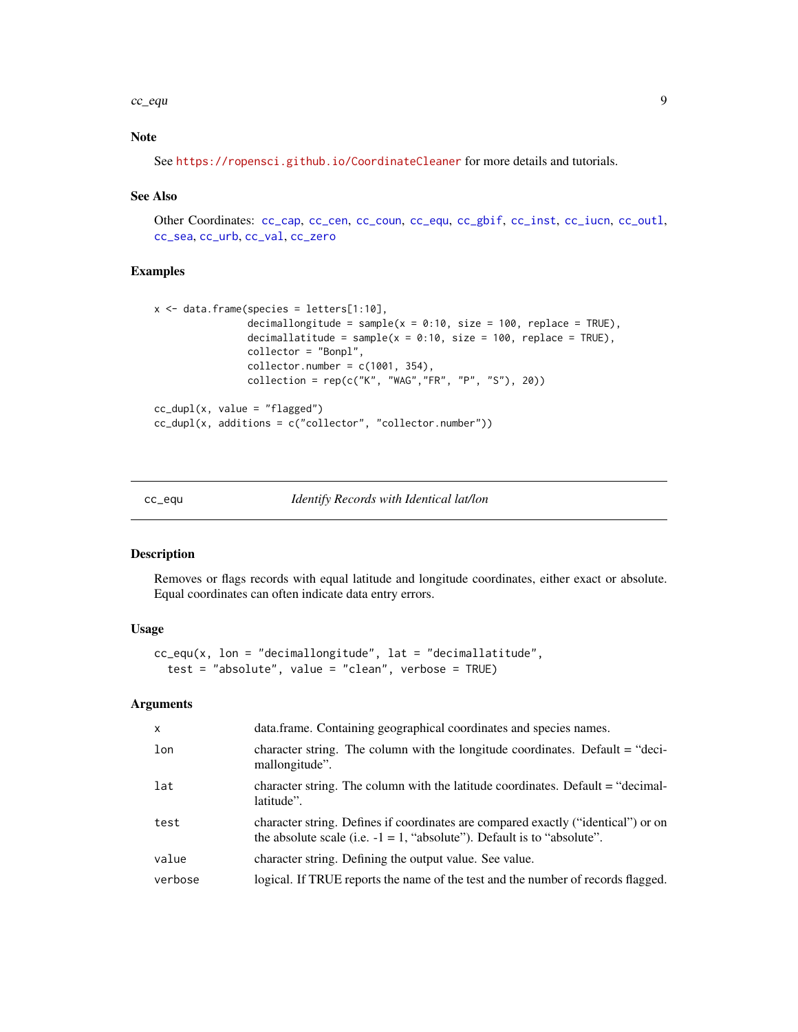## Note

See https://ropensci.github.io/CoordinateCleaner for more details and tutorials.

## See Also

Other Coordinates: cc_cap, cc_cen, cc_coun, cc_equ, cc_gbif, cc_inst, cc_iucn, cc_outl, cc_sea, cc_urb, cc_val, cc_zero

## Examples

```
x <- data.frame(species = letters[1:10],
                decimallongitude = sample(x = 0:10, size = 100, replace = TRUE),
                decimallatitude = sample(x = 0:10, size = 100, replace = TRUE),
                collector = "Bonpl",
                collector.number = c(1001, 354),
                collection = rep(c("K", "WAG","FR", "P", "S"), 20))

cc_dupl(x, value = "flagged")
cc_dupl(x, additions = c("collector", "collector.number"))
```

---

# cc_equ — *Identify Records with Identical lat/lon*

## Description

Removes or flags records with equal latitude and longitude coordinates, either exact or absolute. Equal coordinates can often indicate data entry errors.

## Usage

```
cc_equ(x, lon = "decimallongitude", lat = "decimallatitude",
  test = "absolute", value = "clean", verbose = TRUE)
```

## Arguments

| Argument | Description |
|---|---|
| x | data.frame. Containing geographical coordinates and species names. |
| lon | character string. The column with the longitude coordinates. Default = "decimallongitude". |
| lat | character string. The column with the latitude coordinates. Default = "decimallatitude". |
| test | character string. Defines if coordinates are compared exactly ("identical") or on the absolute scale (i.e. -1 = 1, "absolute"). Default is to "absolute". |
| value | character string. Defining the output value. See value. |
| verbose | logical. If TRUE reports the name of the test and the number of records flagged. |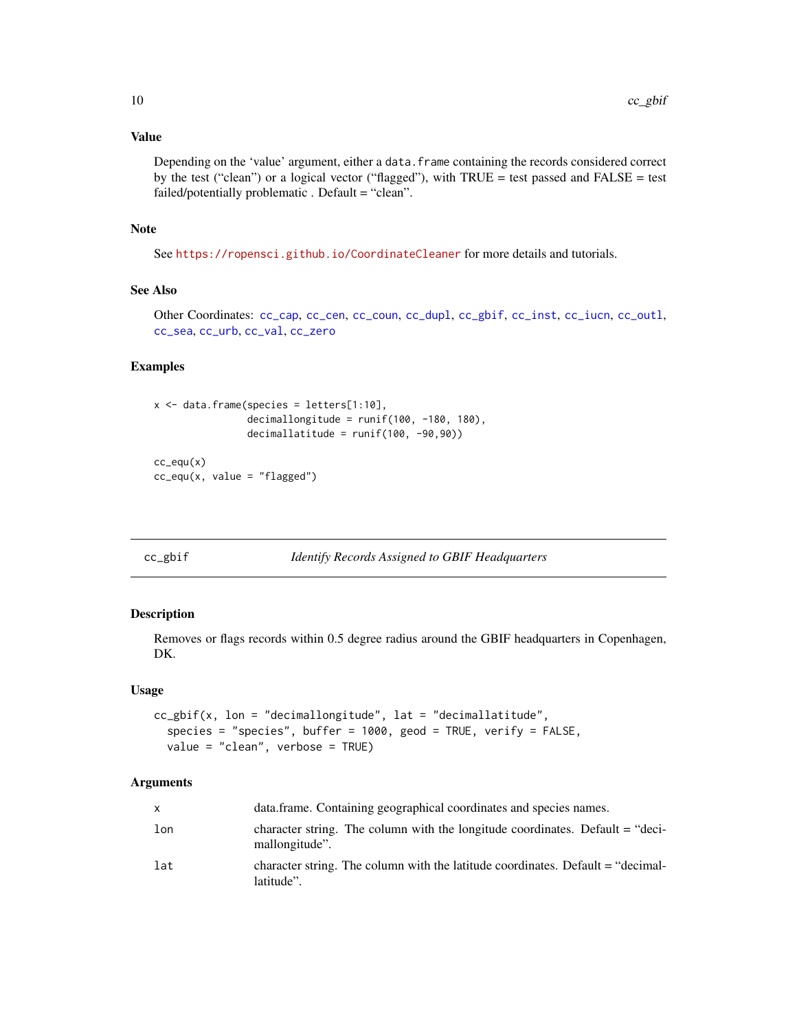### Value

Depending on the 'value' argument, either a `data.frame` containing the records considered correct by the test ("clean") or a logical vector ("flagged"), with TRUE = test passed and FALSE = test failed/potentially problematic . Default = "clean".

### Note

See https://ropensci.github.io/CoordinateCleaner for more details and tutorials.

### See Also

Other Coordinates: `cc_cap`, `cc_cen`, `cc_coun`, `cc_dupl`, `cc_gbif`, `cc_inst`, `cc_iucn`, `cc_outl`, `cc_sea`, `cc_urb`, `cc_val`, `cc_zero`

### Examples

```
x <- data.frame(species = letters[1:10],
                decimallongitude = runif(100, -180, 180),
                decimallatitude = runif(100, -90,90))

cc_equ(x)
cc_equ(x, value = "flagged")
```

---

## cc_gbif — *Identify Records Assigned to GBIF Headquarters*

### Description

Removes or flags records within 0.5 degree radius around the GBIF headquarters in Copenhagen, DK.

### Usage

```
cc_gbif(x, lon = "decimallongitude", lat = "decimallatitude",
  species = "species", buffer = 1000, geod = TRUE, verify = FALSE,
  value = "clean", verbose = TRUE)
```

### Arguments

| | |
|---|---|
| x | data.frame. Containing geographical coordinates and species names. |
| lon | character string. The column with the longitude coordinates. Default = "decimallongitude". |
| lat | character string. The column with the latitude coordinates. Default = "decimallatitude". |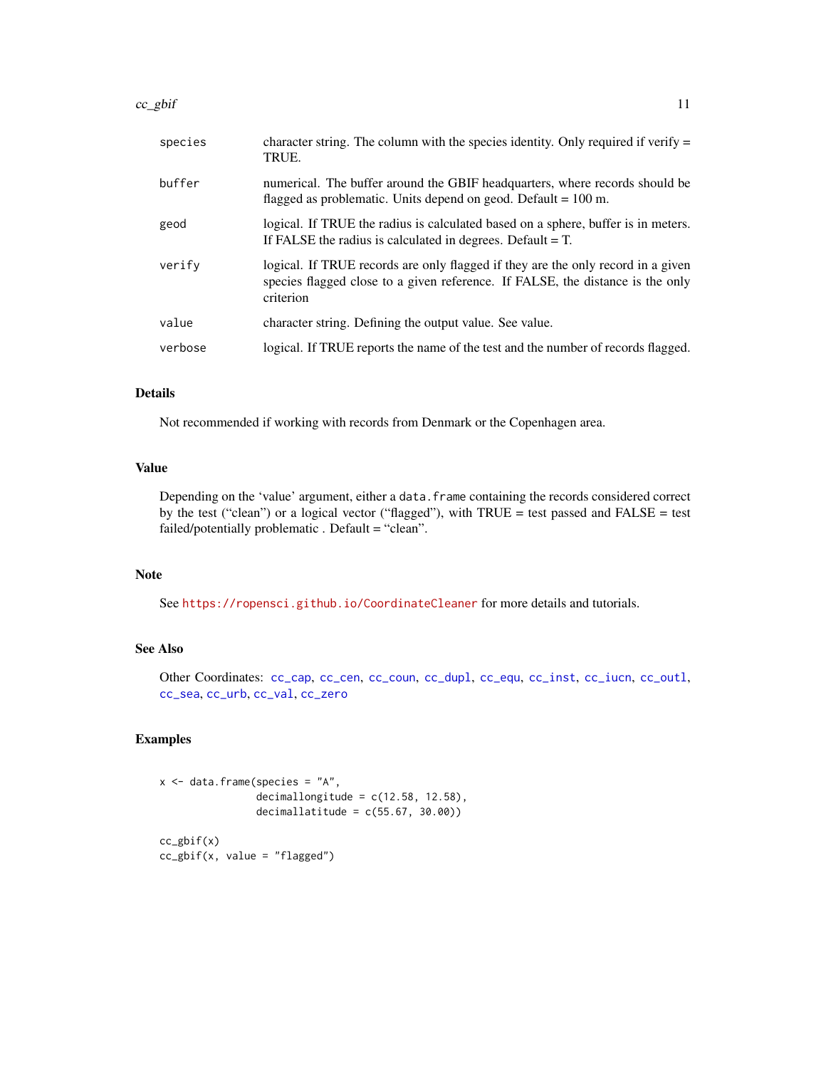| | |
|---|---|
| species | character string. The column with the species identity. Only required if verify = TRUE. |
| buffer | numerical. The buffer around the GBIF headquarters, where records should be flagged as problematic. Units depend on geod. Default = 100 m. |
| geod | logical. If TRUE the radius is calculated based on a sphere, buffer is in meters. If FALSE the radius is calculated in degrees. Default = T. |
| verify | logical. If TRUE records are only flagged if they are the only record in a given species flagged close to a given reference. If FALSE, the distance is the only criterion |
| value | character string. Defining the output value. See value. |
| verbose | logical. If TRUE reports the name of the test and the number of records flagged. |

## Details

Not recommended if working with records from Denmark or the Copenhagen area.

## Value

Depending on the 'value' argument, either a `data.frame` containing the records considered correct by the test ("clean") or a logical vector ("flagged"), with TRUE = test passed and FALSE = test failed/potentially problematic . Default = "clean".

## Note

See https://ropensci.github.io/CoordinateCleaner for more details and tutorials.

## See Also

Other Coordinates: cc_cap, cc_cen, cc_coun, cc_dupl, cc_equ, cc_inst, cc_iucn, cc_outl, cc_sea, cc_urb, cc_val, cc_zero

## Examples

```
x <- data.frame(species = "A",
                decimallongitude = c(12.58, 12.58),
                decimallatitude = c(55.67, 30.00))

cc_gbif(x)
cc_gbif(x, value = "flagged")
```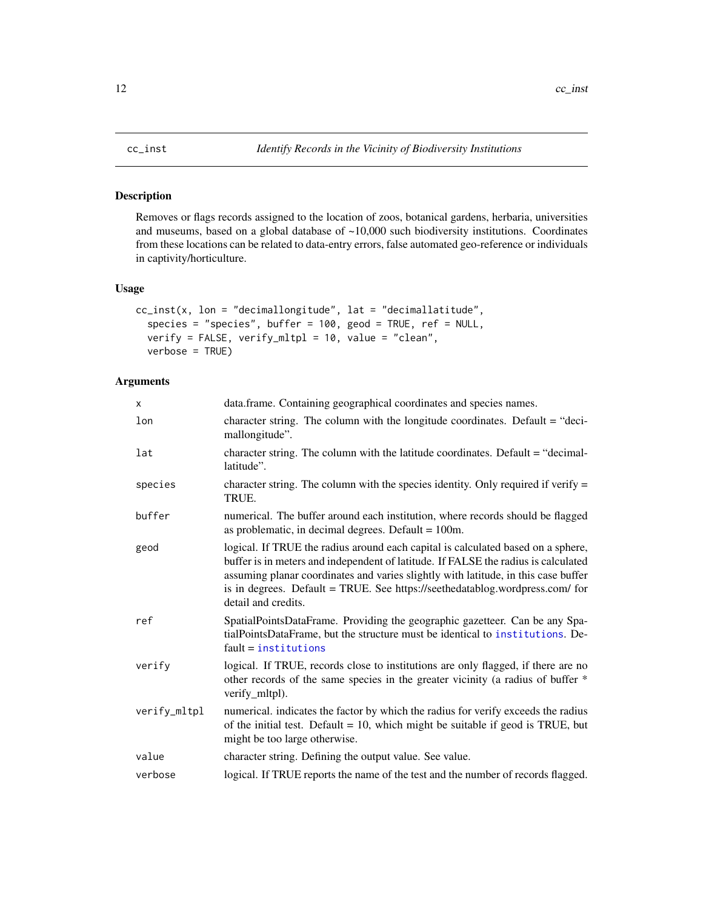## cc_inst — *Identify Records in the Vicinity of Biodiversity Institutions*

### Description

Removes or flags records assigned to the location of zoos, botanical gardens, herbaria, universities and museums, based on a global database of ~10,000 such biodiversity institutions. Coordinates from these locations can be related to data-entry errors, false automated geo-reference or individuals in captivity/horticulture.

### Usage

```
cc_inst(x, lon = "decimallongitude", lat = "decimallatitude",
  species = "species", buffer = 100, geod = TRUE, ref = NULL,
  verify = FALSE, verify_mltpl = 10, value = "clean",
  verbose = TRUE)
```

### Arguments

| Argument | Description |
| --- | --- |
| `x` | data.frame. Containing geographical coordinates and species names. |
| `lon` | character string. The column with the longitude coordinates. Default = "decimallongitude". |
| `lat` | character string. The column with the latitude coordinates. Default = "decimallatitude". |
| `species` | character string. The column with the species identity. Only required if verify = TRUE. |
| `buffer` | numerical. The buffer around each institution, where records should be flagged as problematic, in decimal degrees. Default = 100m. |
| `geod` | logical. If TRUE the radius around each capital is calculated based on a sphere, buffer is in meters and independent of latitude. If FALSE the radius is calculated assuming planar coordinates and varies slightly with latitude, in this case buffer is in degrees. Default = TRUE. See https://seethedatablog.wordpress.com/ for detail and credits. |
| `ref` | SpatialPointsDataFrame. Providing the geographic gazetteer. Can be any SpatialPointsDataFrame, but the structure must be identical to institutions. Default = institutions |
| `verify` | logical. If TRUE, records close to institutions are only flagged, if there are no other records of the same species in the greater vicinity (a radius of buffer * verify_mltpl). |
| `verify_mltpl` | numerical. indicates the factor by which the radius for verify exceeds the radius of the initial test. Default = 10, which might be suitable if geod is TRUE, but might be too large otherwise. |
| `value` | character string. Defining the output value. See value. |
| `verbose` | logical. If TRUE reports the name of the test and the number of records flagged. |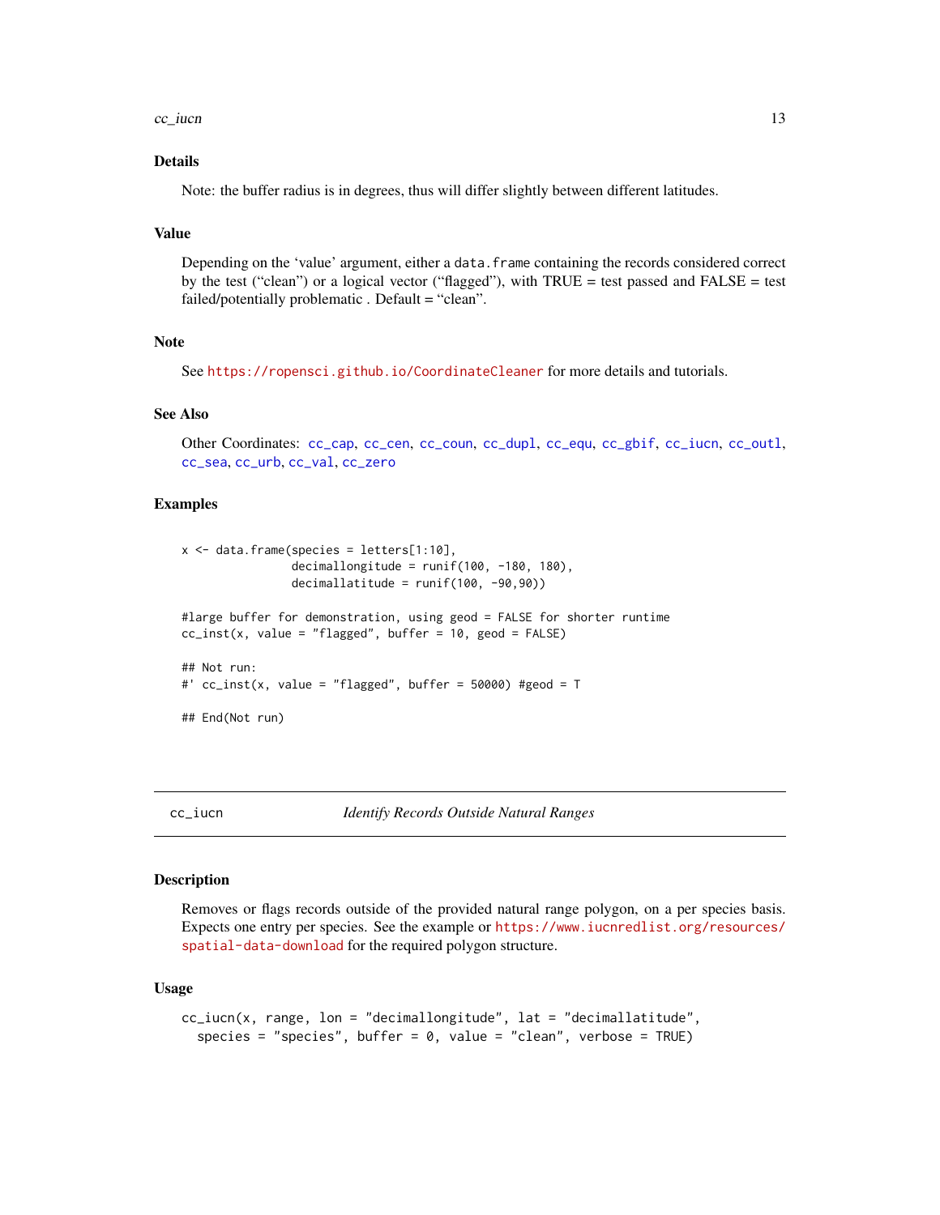### Details

Note: the buffer radius is in degrees, thus will differ slightly between different latitudes.

### Value

Depending on the 'value' argument, either a `data.frame` containing the records considered correct by the test ("clean") or a logical vector ("flagged"), with TRUE = test passed and FALSE = test failed/potentially problematic . Default = "clean".

### Note

See https://ropensci.github.io/CoordinateCleaner for more details and tutorials.

### See Also

Other Coordinates: `cc_cap`, `cc_cen`, `cc_coun`, `cc_dupl`, `cc_equ`, `cc_gbif`, `cc_iucn`, `cc_outl`, `cc_sea`, `cc_urb`, `cc_val`, `cc_zero`

### Examples

```
x <- data.frame(species = letters[1:10],
                decimallongitude = runif(100, -180, 180),
                decimallatitude = runif(100, -90,90))

#large buffer for demonstration, using geod = FALSE for shorter runtime
cc_inst(x, value = "flagged", buffer = 10, geod = FALSE)

## Not run:
#' cc_inst(x, value = "flagged", buffer = 50000) #geod = T

## End(Not run)
```

---

## cc_iucn *Identify Records Outside Natural Ranges*

### Description

Removes or flags records outside of the provided natural range polygon, on a per species basis. Expects one entry per species. See the example or https://www.iucnredlist.org/resources/spatial-data-download for the required polygon structure.

### Usage

```
cc_iucn(x, range, lon = "decimallongitude", lat = "decimallatitude",
  species = "species", buffer = 0, value = "clean", verbose = TRUE)
```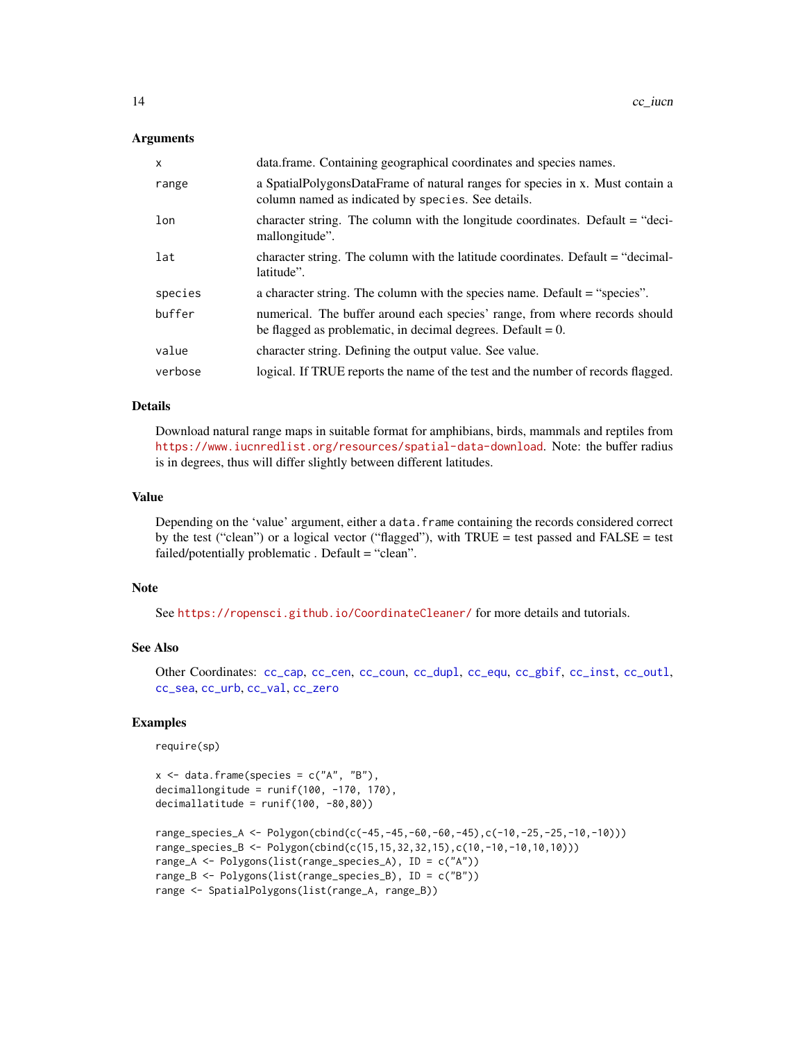### Arguments

| | |
|---|---|
| x | data.frame. Containing geographical coordinates and species names. |
| range | a SpatialPolygonsDataFrame of natural ranges for species in x. Must contain a column named as indicated by species. See details. |
| lon | character string. The column with the longitude coordinates. Default = "decimallongitude". |
| lat | character string. The column with the latitude coordinates. Default = "decimallatitude". |
| species | a character string. The column with the species name. Default = "species". |
| buffer | numerical. The buffer around each species' range, from where records should be flagged as problematic, in decimal degrees. Default = 0. |
| value | character string. Defining the output value. See value. |
| verbose | logical. If TRUE reports the name of the test and the number of records flagged. |

### Details

Download natural range maps in suitable format for amphibians, birds, mammals and reptiles from https://www.iucnredlist.org/resources/spatial-data-download. Note: the buffer radius is in degrees, thus will differ slightly between different latitudes.

### Value

Depending on the 'value' argument, either a `data.frame` containing the records considered correct by the test ("clean") or a logical vector ("flagged"), with TRUE = test passed and FALSE = test failed/potentially problematic . Default = "clean".

### Note

See https://ropensci.github.io/CoordinateCleaner/ for more details and tutorials.

### See Also

Other Coordinates: cc_cap, cc_cen, cc_coun, cc_dupl, cc_equ, cc_gbif, cc_inst, cc_outl, cc_sea, cc_urb, cc_val, cc_zero

### Examples

```
require(sp)

x <- data.frame(species = c("A", "B"),
decimallongitude = runif(100, -170, 170),
decimallatitude = runif(100, -80,80))

range_species_A <- Polygon(cbind(c(-45,-45,-60,-60,-45),c(-10,-25,-25,-10,-10)))
range_species_B <- Polygon(cbind(c(15,15,32,32,15),c(10,-10,-10,10,10)))
range_A <- Polygons(list(range_species_A), ID = c("A"))
range_B <- Polygons(list(range_species_B), ID = c("B"))
range <- SpatialPolygons(list(range_A, range_B))
```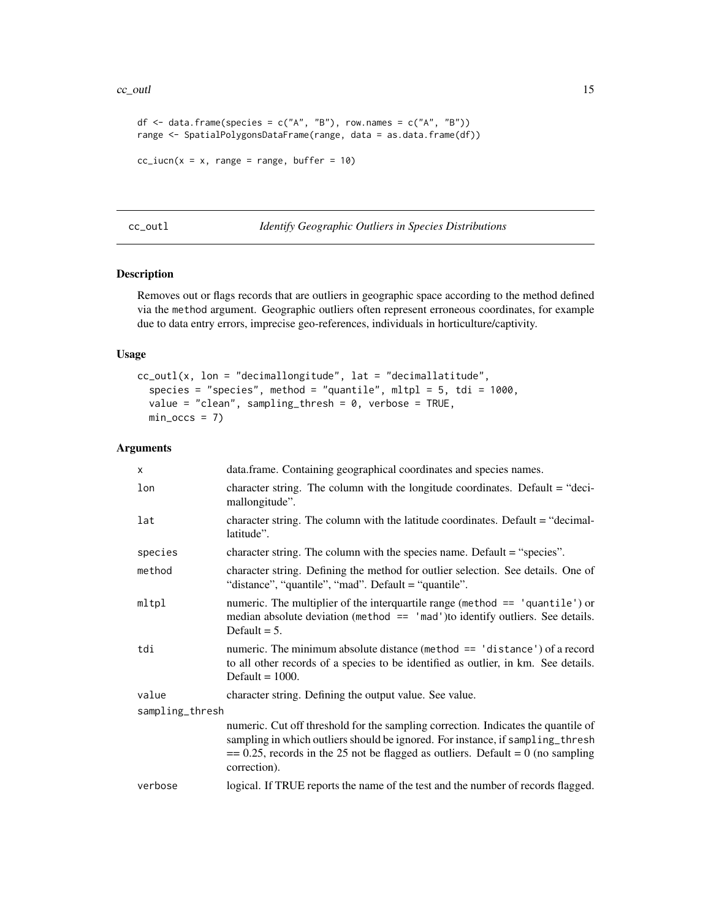```
df <- data.frame(species = c("A", "B"), row.names = c("A", "B"))
range <- SpatialPolygonsDataFrame(range, data = as.data.frame(df))

cc_iucn(x = x, range = range, buffer = 10)
```

## cc_outl — *Identify Geographic Outliers in Species Distributions*

### Description

Removes out or flags records that are outliers in geographic space according to the method defined via the `method` argument. Geographic outliers often represent erroneous coordinates, for example due to data entry errors, imprecise geo-references, individuals in horticulture/captivity.

### Usage

```
cc_outl(x, lon = "decimallongitude", lat = "decimallatitude",
  species = "species", method = "quantile", mltpl = 5, tdi = 1000,
  value = "clean", sampling_thresh = 0, verbose = TRUE,
  min_occs = 7)
```

### Arguments

| | |
|---|---|
| `x` | data.frame. Containing geographical coordinates and species names. |
| `lon` | character string. The column with the longitude coordinates. Default = "decimallongitude". |
| `lat` | character string. The column with the latitude coordinates. Default = "decimallatitude". |
| `species` | character string. The column with the species name. Default = "species". |
| `method` | character string. Defining the method for outlier selection. See details. One of "distance", "quantile", "mad". Default = "quantile". |
| `mltpl` | numeric. The multiplier of the interquartile range (`method == 'quantile'`) or median absolute deviation (`method == 'mad'`)to identify outliers. See details. Default = 5. |
| `tdi` | numeric. The minimum absolute distance (`method == 'distance'`) of a record to all other records of a species to be identified as outlier, in km. See details. Default = 1000. |
| `value` | character string. Defining the output value. See value. |
| `sampling_thresh` | numeric. Cut off threshold for the sampling correction. Indicates the quantile of sampling in which outliers should be ignored. For instance, if `sampling_thresh` == 0.25, records in the 25 not be flagged as outliers. Default = 0 (no sampling correction). |
| `verbose` | logical. If TRUE reports the name of the test and the number of records flagged. |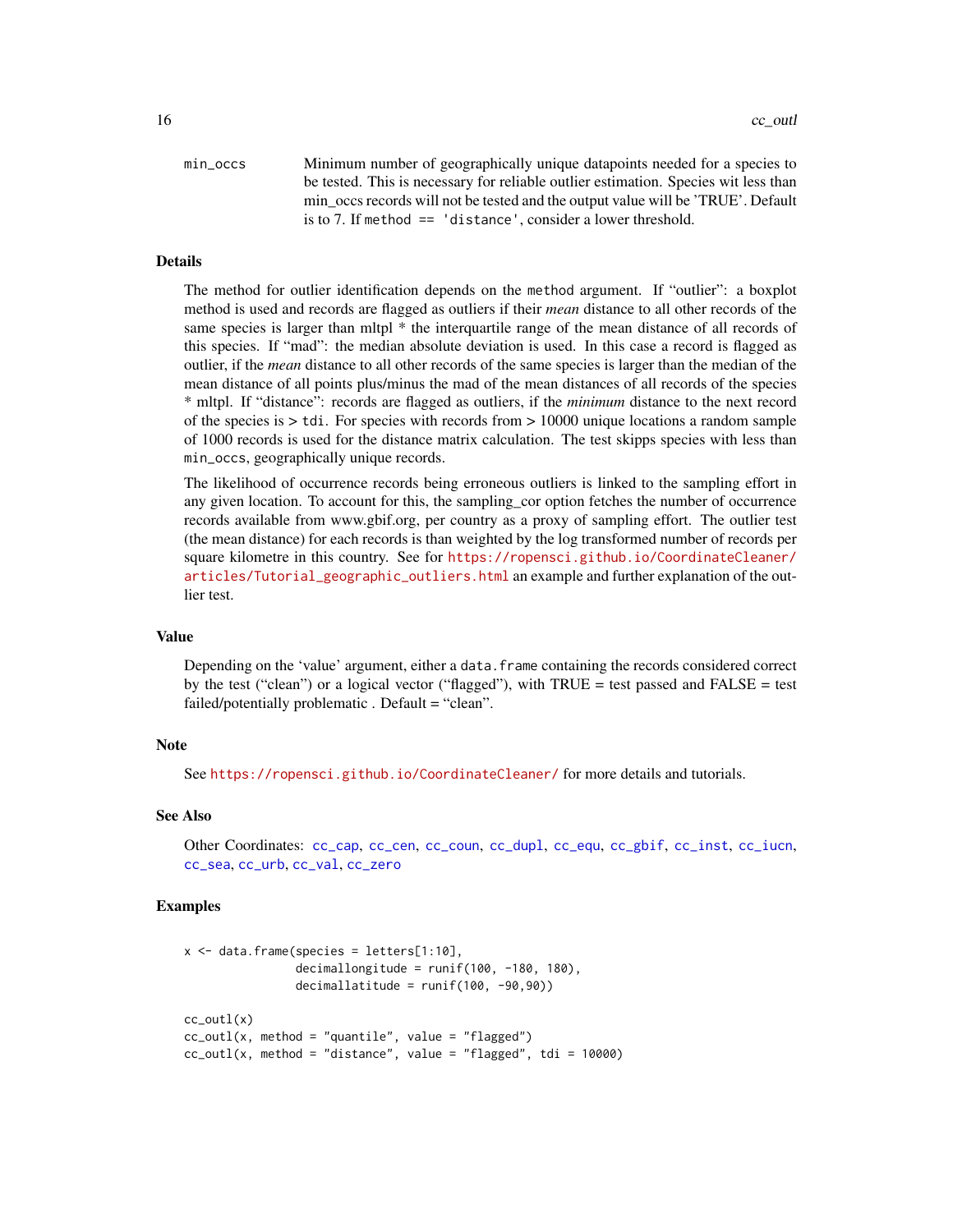min_occs — Minimum number of geographically unique datapoints needed for a species to be tested. This is necessary for reliable outlier estimation. Species wit less than min_occs records will not be tested and the output value will be 'TRUE'. Default is to 7. If `method == 'distance'`, consider a lower threshold.

## Details

The method for outlier identification depends on the `method` argument. If "outlier": a boxplot method is used and records are flagged as outliers if their *mean* distance to all other records of the same species is larger than mltpl * the interquartile range of the mean distance of all records of this species. If "mad": the median absolute deviation is used. In this case a record is flagged as outlier, if the *mean* distance to all other records of the same species is larger than the median of the mean distance of all points plus/minus the mad of the mean distances of all records of the species * mltpl. If "distance": records are flagged as outliers, if the *minimum* distance to the next record of the species is > `tdi`. For species with records from > 10000 unique locations a random sample of 1000 records is used for the distance matrix calculation. The test skipps species with less than `min_occs`, geographically unique records.

The likelihood of occurrence records being erroneous outliers is linked to the sampling effort in any given location. To account for this, the sampling_cor option fetches the number of occurrence records available from www.gbif.org, per country as a proxy of sampling effort. The outlier test (the mean distance) for each records is than weighted by the log transformed number of records per square kilometre in this country. See for https://ropensci.github.io/CoordinateCleaner/articles/Tutorial_geographic_outliers.html an example and further explanation of the outlier test.

## Value

Depending on the 'value' argument, either a `data.frame` containing the records considered correct by the test ("clean") or a logical vector ("flagged"), with TRUE = test passed and FALSE = test failed/potentially problematic . Default = "clean".

## Note

See https://ropensci.github.io/CoordinateCleaner/ for more details and tutorials.

## See Also

Other Coordinates: `cc_cap`, `cc_cen`, `cc_coun`, `cc_dupl`, `cc_equ`, `cc_gbif`, `cc_inst`, `cc_iucn`, `cc_sea`, `cc_urb`, `cc_val`, `cc_zero`

## Examples

```
x <- data.frame(species = letters[1:10],
                decimallongitude = runif(100, -180, 180),
                decimallatitude = runif(100, -90,90))

cc_outl(x)
cc_outl(x, method = "quantile", value = "flagged")
cc_outl(x, method = "distance", value = "flagged", tdi = 10000)
```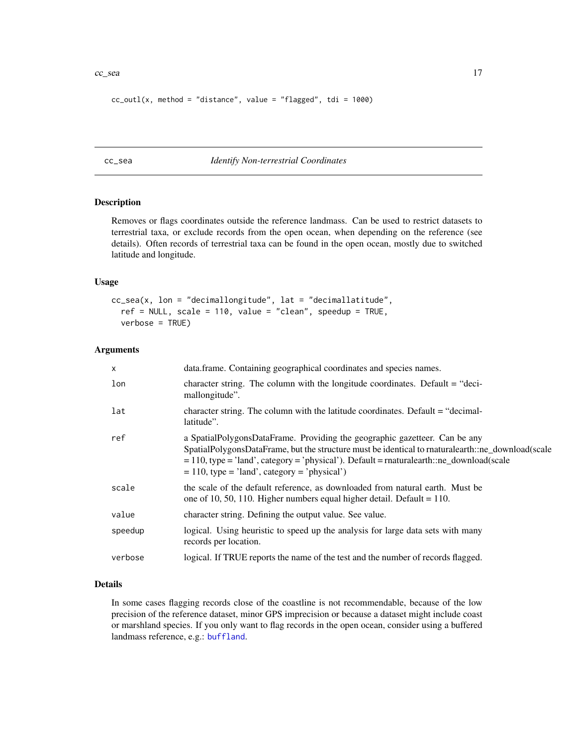```
cc_outl(x, method = "distance", value = "flagged", tdi = 1000)
```

## cc_sea — *Identify Non-terrestrial Coordinates*

### Description

Removes or flags coordinates outside the reference landmass. Can be used to restrict datasets to terrestrial taxa, or exclude records from the open ocean, when depending on the reference (see details). Often records of terrestrial taxa can be found in the open ocean, mostly due to switched latitude and longitude.

### Usage

```
cc_sea(x, lon = "decimallongitude", lat = "decimallatitude",
  ref = NULL, scale = 110, value = "clean", speedup = TRUE,
  verbose = TRUE)
```

### Arguments

| | |
|---|---|
| x | data.frame. Containing geographical coordinates and species names. |
| lon | character string. The column with the longitude coordinates. Default = "decimallongitude". |
| lat | character string. The column with the latitude coordinates. Default = "decimallatitude". |
| ref | a SpatialPolygonsDataFrame. Providing the geographic gazetteer. Can be any SpatialPolygonsDataFrame, but the structure must be identical to rnaturalearth::ne_download(scale = 110, type = 'land', category = 'physical'). Default = rnaturalearth::ne_download(scale = 110, type = 'land', category = 'physical') |
| scale | the scale of the default reference, as downloaded from natural earth. Must be one of 10, 50, 110. Higher numbers equal higher detail. Default = 110. |
| value | character string. Defining the output value. See value. |
| speedup | logical. Using heuristic to speed up the analysis for large data sets with many records per location. |
| verbose | logical. If TRUE reports the name of the test and the number of records flagged. |

### Details

In some cases flagging records close of the coastline is not recommendable, because of the low precision of the reference dataset, minor GPS imprecision or because a dataset might include coast or marshland species. If you only want to flag records in the open ocean, consider using a buffered landmass reference, e.g.: `buffland`.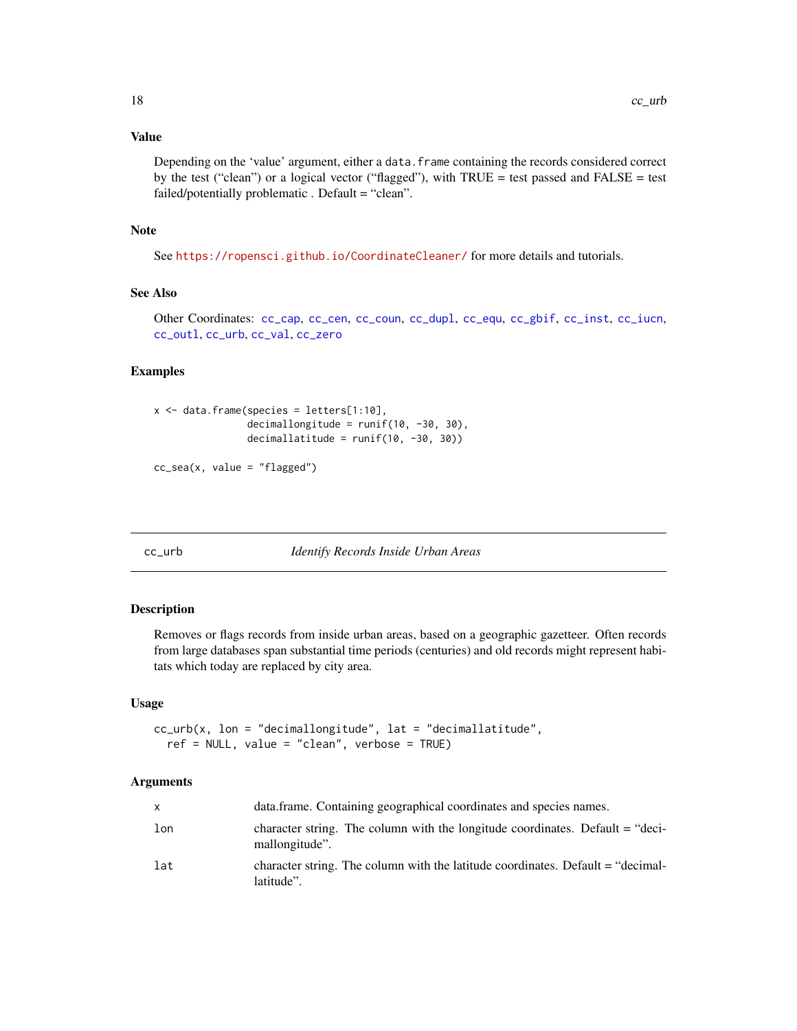## Value

Depending on the 'value' argument, either a `data.frame` containing the records considered correct by the test ("clean") or a logical vector ("flagged"), with TRUE = test passed and FALSE = test failed/potentially problematic . Default = "clean".

## Note

See https://ropensci.github.io/CoordinateCleaner/ for more details and tutorials.

## See Also

Other Coordinates: `cc_cap`, `cc_cen`, `cc_coun`, `cc_dupl`, `cc_equ`, `cc_gbif`, `cc_inst`, `cc_iucn`, `cc_outl`, `cc_urb`, `cc_val`, `cc_zero`

## Examples

```
x <- data.frame(species = letters[1:10],
                decimallongitude = runif(10, -30, 30),
                decimallatitude = runif(10, -30, 30))

cc_sea(x, value = "flagged")
```

---

# cc_urb *Identify Records Inside Urban Areas*

## Description

Removes or flags records from inside urban areas, based on a geographic gazetteer. Often records from large databases span substantial time periods (centuries) and old records might represent habitats which today are replaced by city area.

## Usage

```
cc_urb(x, lon = "decimallongitude", lat = "decimallatitude",
  ref = NULL, value = "clean", verbose = TRUE)
```

## Arguments

| | |
|---|---|
| x | data.frame. Containing geographical coordinates and species names. |
| lon | character string. The column with the longitude coordinates. Default = "decimallongitude". |
| lat | character string. The column with the latitude coordinates. Default = "decimallatitude". |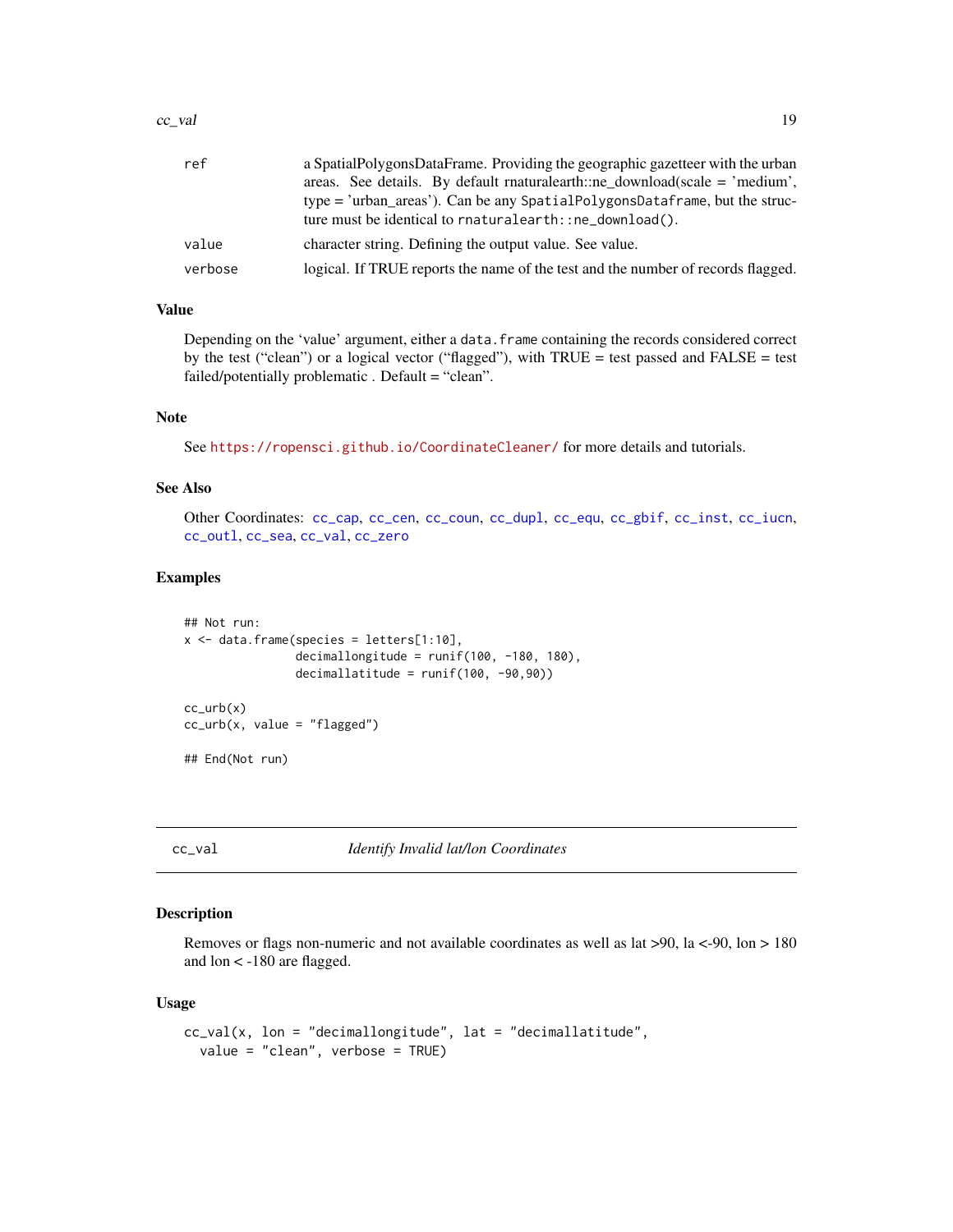| | |
|---|---|
| ref | a SpatialPolygonsDataFrame. Providing the geographic gazetteer with the urban areas. See details. By default rnaturalearth::ne_download(scale = 'medium', type = 'urban_areas'). Can be any SpatialPolygonsDataframe, but the structure must be identical to rnaturalearth::ne_download(). |
| value | character string. Defining the output value. See value. |
| verbose | logical. If TRUE reports the name of the test and the number of records flagged. |

### Value

Depending on the 'value' argument, either a data.frame containing the records considered correct by the test ("clean") or a logical vector ("flagged"), with TRUE = test passed and FALSE = test failed/potentially problematic . Default = "clean".

### Note

See https://ropensci.github.io/CoordinateCleaner/ for more details and tutorials.

### See Also

Other Coordinates: cc_cap, cc_cen, cc_coun, cc_dupl, cc_equ, cc_gbif, cc_inst, cc_iucn, cc_outl, cc_sea, cc_val, cc_zero

### Examples

```
## Not run:
x <- data.frame(species = letters[1:10],
                decimallongitude = runif(100, -180, 180),
                decimallatitude = runif(100, -90,90))

cc_urb(x)
cc_urb(x, value = "flagged")

## End(Not run)
```

## cc_val — *Identify Invalid lat/lon Coordinates*

### Description

Removes or flags non-numeric and not available coordinates as well as lat >90, la <-90, lon > 180 and lon < -180 are flagged.

### Usage

```
cc_val(x, lon = "decimallongitude", lat = "decimallatitude",
  value = "clean", verbose = TRUE)
```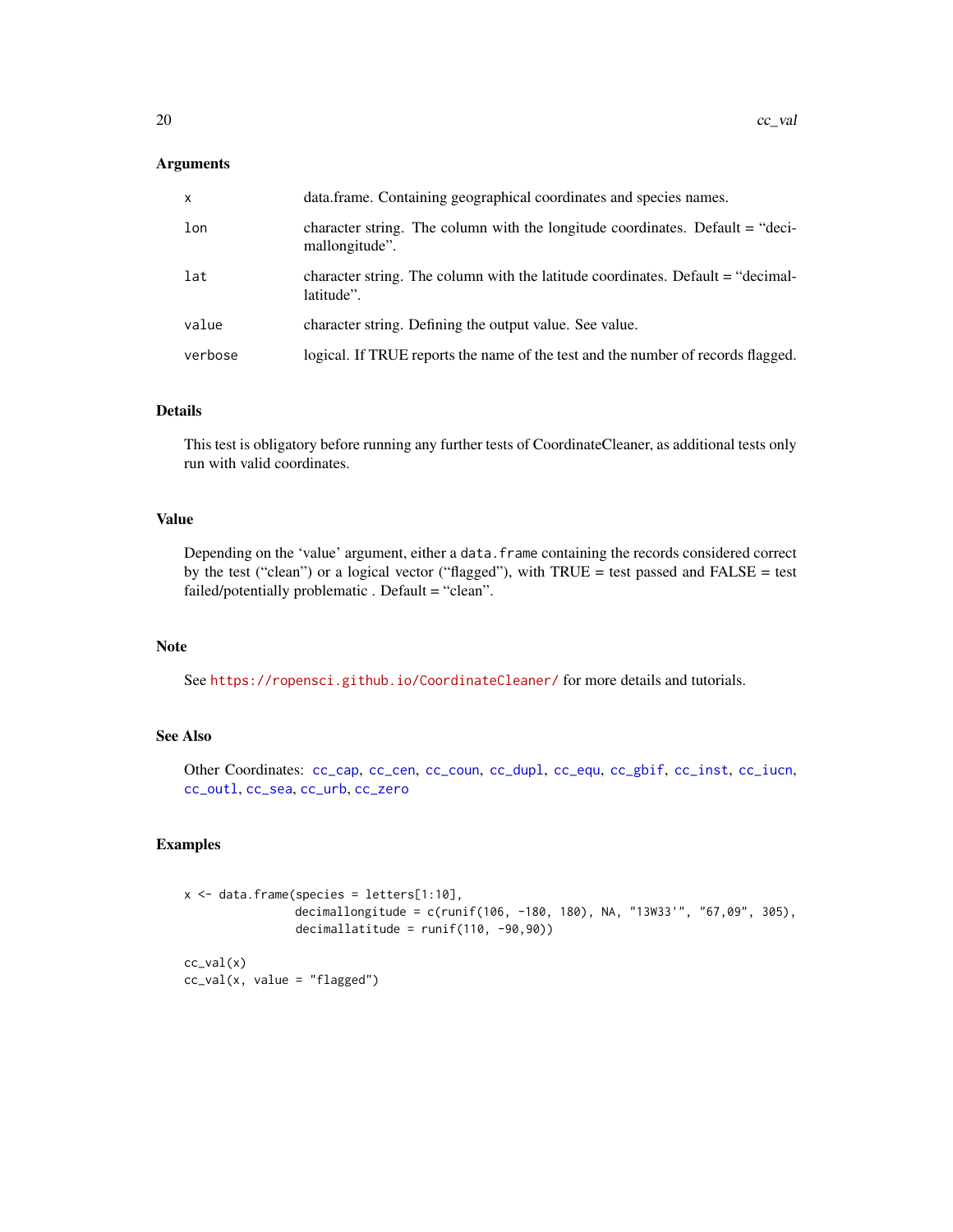### Arguments

| | |
|---|---|
| x | data.frame. Containing geographical coordinates and species names. |
| lon | character string. The column with the longitude coordinates. Default = "decimallongitude". |
| lat | character string. The column with the latitude coordinates. Default = "decimallatitude". |
| value | character string. Defining the output value. See value. |
| verbose | logical. If TRUE reports the name of the test and the number of records flagged. |

### Details

This test is obligatory before running any further tests of CoordinateCleaner, as additional tests only run with valid coordinates.

### Value

Depending on the 'value' argument, either a `data.frame` containing the records considered correct by the test ("clean") or a logical vector ("flagged"), with TRUE = test passed and FALSE = test failed/potentially problematic . Default = "clean".

### Note

See https://ropensci.github.io/CoordinateCleaner/ for more details and tutorials.

### See Also

Other Coordinates: `cc_cap`, `cc_cen`, `cc_coun`, `cc_dupl`, `cc_equ`, `cc_gbif`, `cc_inst`, `cc_iucn`, `cc_outl`, `cc_sea`, `cc_urb`, `cc_zero`

### Examples

```
x <- data.frame(species = letters[1:10],
                decimallongitude = c(runif(106, -180, 180), NA, "13W33'", "67,09", 305),
                decimallatitude = runif(110, -90,90))

cc_val(x)
cc_val(x, value = "flagged")
```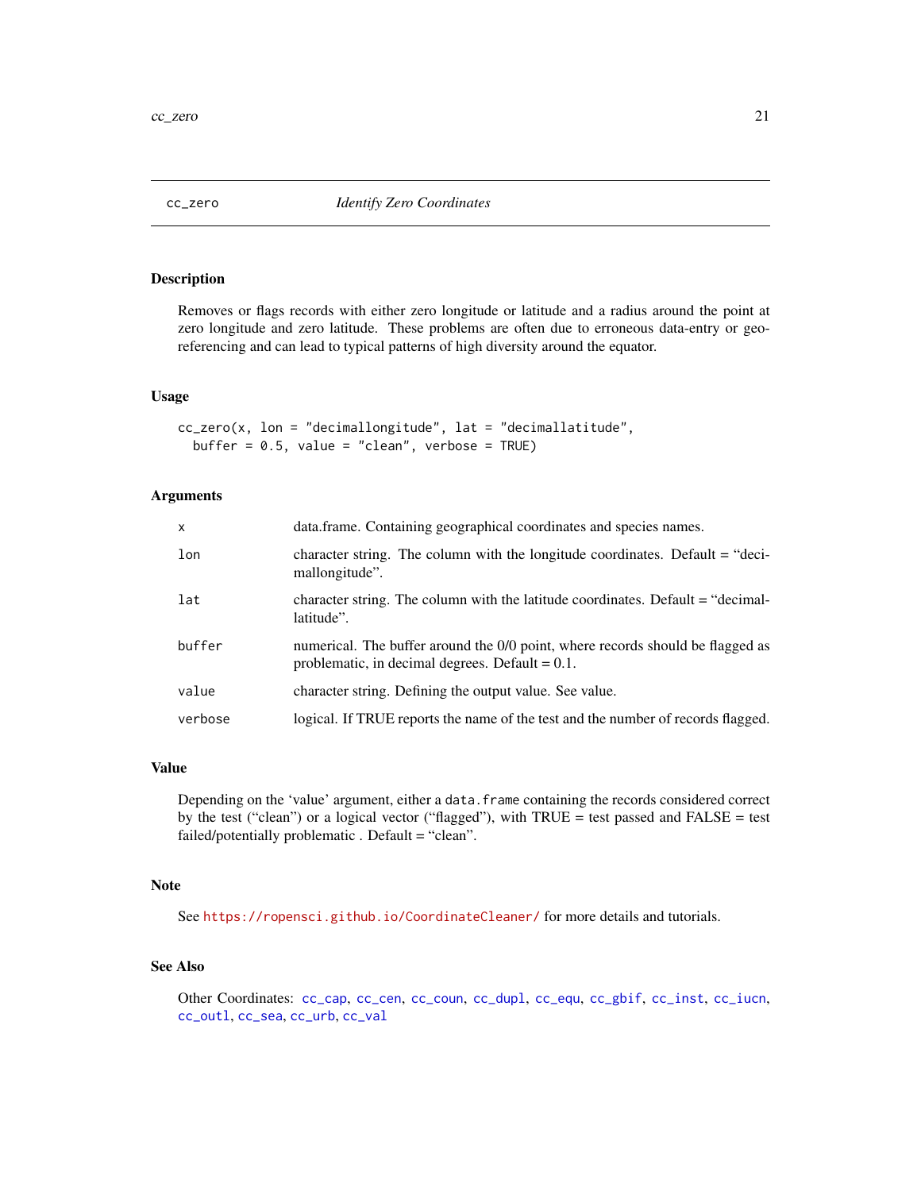## cc_zero — *Identify Zero Coordinates*

### Description

Removes or flags records with either zero longitude or latitude and a radius around the point at zero longitude and zero latitude. These problems are often due to erroneous data-entry or georeferencing and can lead to typical patterns of high diversity around the equator.

### Usage

```
cc_zero(x, lon = "decimallongitude", lat = "decimallatitude",
  buffer = 0.5, value = "clean", verbose = TRUE)
```

### Arguments

| | |
|---|---|
| x | data.frame. Containing geographical coordinates and species names. |
| lon | character string. The column with the longitude coordinates. Default = "decimallongitude". |
| lat | character string. The column with the latitude coordinates. Default = "decimallatitude". |
| buffer | numerical. The buffer around the 0/0 point, where records should be flagged as problematic, in decimal degrees. Default = 0.1. |
| value | character string. Defining the output value. See value. |
| verbose | logical. If TRUE reports the name of the test and the number of records flagged. |

### Value

Depending on the 'value' argument, either a `data.frame` containing the records considered correct by the test ("clean") or a logical vector ("flagged"), with TRUE = test passed and FALSE = test failed/potentially problematic . Default = "clean".

### Note

See https://ropensci.github.io/CoordinateCleaner/ for more details and tutorials.

### See Also

Other Coordinates: `cc_cap`, `cc_cen`, `cc_coun`, `cc_dupl`, `cc_equ`, `cc_gbif`, `cc_inst`, `cc_iucn`, `cc_outl`, `cc_sea`, `cc_urb`, `cc_val`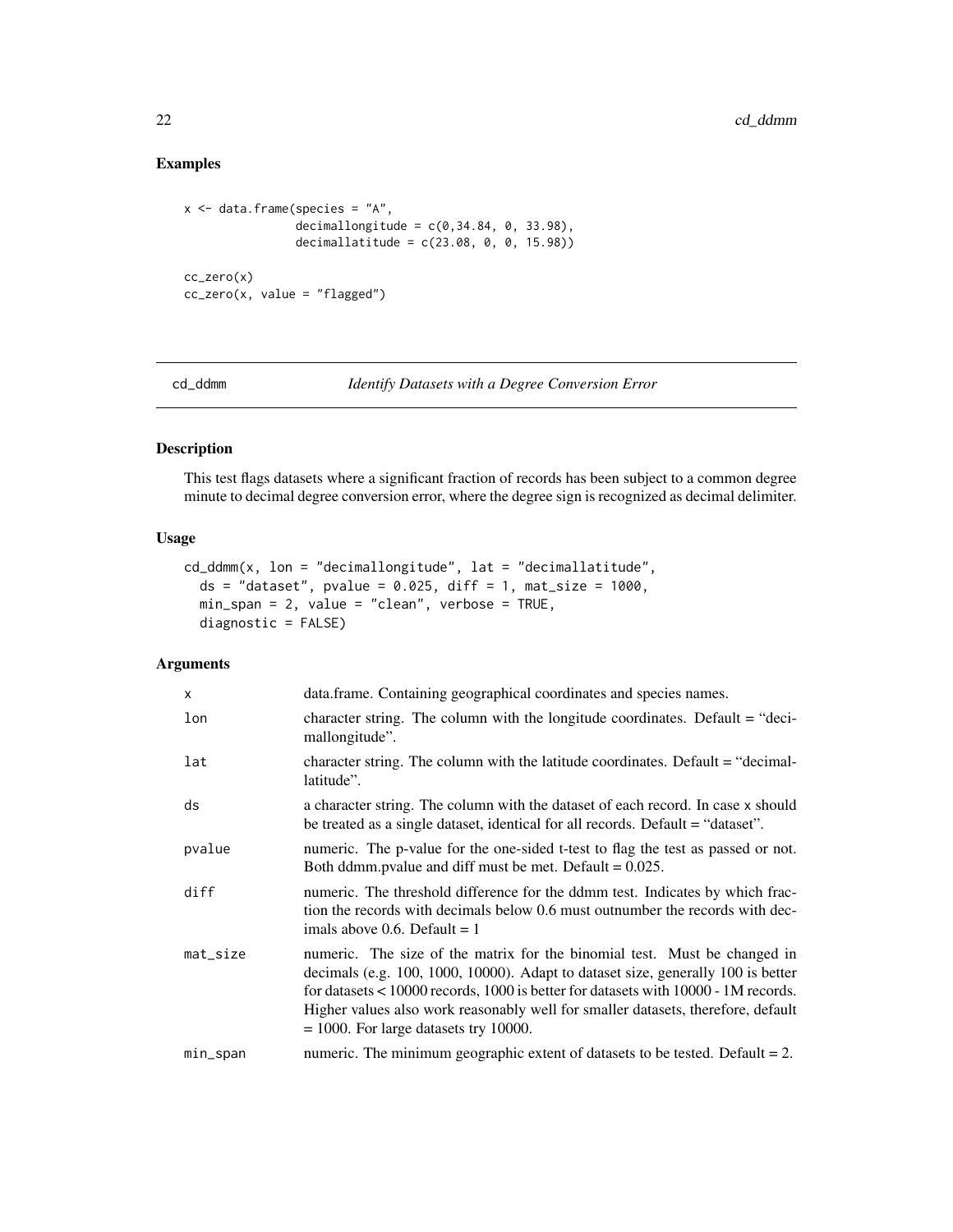## Examples

```
x <- data.frame(species = "A",
                decimallongitude = c(0,34.84, 0, 33.98),
                decimallatitude = c(23.08, 0, 0, 15.98))

cc_zero(x)
cc_zero(x, value = "flagged")
```

---

cd_ddmm *Identify Datasets with a Degree Conversion Error*

---

## Description

This test flags datasets where a significant fraction of records has been subject to a common degree minute to decimal degree conversion error, where the degree sign is recognized as decimal delimiter.

## Usage

```
cd_ddmm(x, lon = "decimallongitude", lat = "decimallatitude",
  ds = "dataset", pvalue = 0.025, diff = 1, mat_size = 1000,
  min_span = 2, value = "clean", verbose = TRUE,
  diagnostic = FALSE)
```

## Arguments

| | |
|---|---|
| x | data.frame. Containing geographical coordinates and species names. |
| lon | character string. The column with the longitude coordinates. Default = "decimallongitude". |
| lat | character string. The column with the latitude coordinates. Default = "decimallatitude". |
| ds | a character string. The column with the dataset of each record. In case x should be treated as a single dataset, identical for all records. Default = "dataset". |
| pvalue | numeric. The p-value for the one-sided t-test to flag the test as passed or not. Both ddmm.pvalue and diff must be met. Default = 0.025. |
| diff | numeric. The threshold difference for the ddmm test. Indicates by which fraction the records with decimals below 0.6 must outnumber the records with decimals above 0.6. Default = 1 |
| mat_size | numeric. The size of the matrix for the binomial test. Must be changed in decimals (e.g. 100, 1000, 10000). Adapt to dataset size, generally 100 is better for datasets < 10000 records, 1000 is better for datasets with 10000 - 1M records. Higher values also work reasonably well for smaller datasets, therefore, default = 1000. For large datasets try 10000. |
| min_span | numeric. The minimum geographic extent of datasets to be tested. Default = 2. |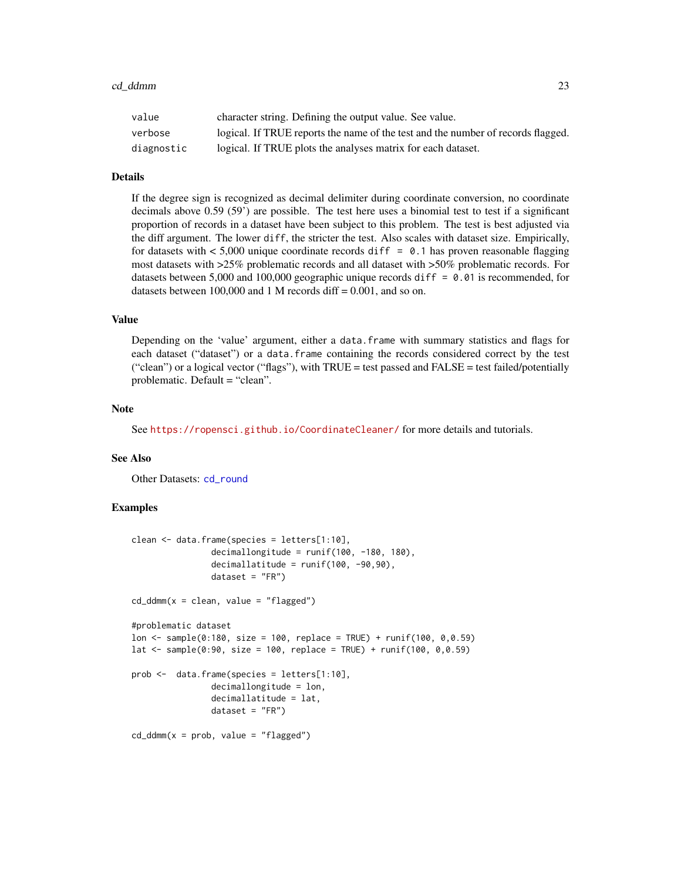| | |
|---|---|
| value | character string. Defining the output value. See value. |
| verbose | logical. If TRUE reports the name of the test and the number of records flagged. |
| diagnostic | logical. If TRUE plots the analyses matrix for each dataset. |

## Details

If the degree sign is recognized as decimal delimiter during coordinate conversion, no coordinate decimals above 0.59 (59') are possible. The test here uses a binomial test to test if a significant proportion of records in a dataset have been subject to this problem. The test is best adjusted via the diff argument. The lower `diff`, the stricter the test. Also scales with dataset size. Empirically, for datasets with < 5,000 unique coordinate records `diff = 0.1` has proven reasonable flagging most datasets with >25% problematic records and all dataset with >50% problematic records. For datasets between 5,000 and 100,000 geographic unique records `diff = 0.01` is recommended, for datasets between 100,000 and 1 M records diff = 0.001, and so on.

## Value

Depending on the 'value' argument, either a `data.frame` with summary statistics and flags for each dataset ("dataset") or a `data.frame` containing the records considered correct by the test ("clean") or a logical vector ("flags"), with TRUE = test passed and FALSE = test failed/potentially problematic. Default = "clean".

## Note

See https://ropensci.github.io/CoordinateCleaner/ for more details and tutorials.

## See Also

Other Datasets: `cd_round`

## Examples

```
clean <- data.frame(species = letters[1:10],
                decimallongitude = runif(100, -180, 180),
                decimallatitude = runif(100, -90,90),
                dataset = "FR")

cd_ddmm(x = clean, value = "flagged")

#problematic dataset
lon <- sample(0:180, size = 100, replace = TRUE) + runif(100, 0,0.59)
lat <- sample(0:90, size = 100, replace = TRUE) + runif(100, 0,0.59)

prob <-  data.frame(species = letters[1:10],
                decimallongitude = lon,
                decimallatitude = lat,
                dataset = "FR")

cd_ddmm(x = prob, value = "flagged")
```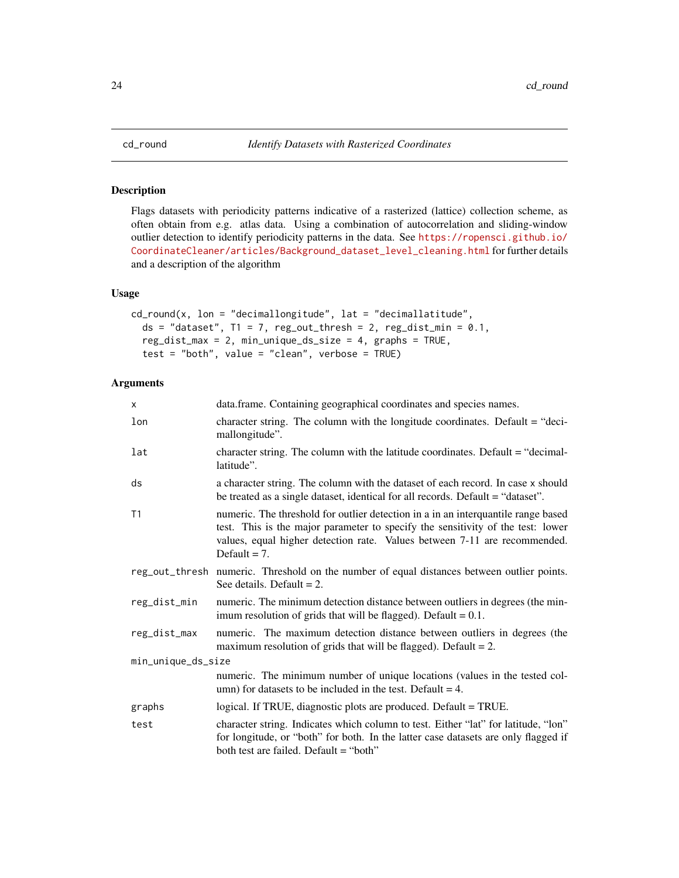## cd_round — *Identify Datasets with Rasterized Coordinates*

### Description

Flags datasets with periodicity patterns indicative of a rasterized (lattice) collection scheme, as often obtain from e.g. atlas data. Using a combination of autocorrelation and sliding-window outlier detection to identify periodicity patterns in the data. See https://ropensci.github.io/CoordinateCleaner/articles/Background_dataset_level_cleaning.html for further details and a description of the algorithm

### Usage

```
cd_round(x, lon = "decimallongitude", lat = "decimallatitude",
  ds = "dataset", T1 = 7, reg_out_thresh = 2, reg_dist_min = 0.1,
  reg_dist_max = 2, min_unique_ds_size = 4, graphs = TRUE,
  test = "both", value = "clean", verbose = TRUE)
```

### Arguments

| | |
|---|---|
| `x` | data.frame. Containing geographical coordinates and species names. |
| `lon` | character string. The column with the longitude coordinates. Default = "decimallongitude". |
| `lat` | character string. The column with the latitude coordinates. Default = "decimallatitude". |
| `ds` | a character string. The column with the dataset of each record. In case `x` should be treated as a single dataset, identical for all records. Default = "dataset". |
| `T1` | numeric. The threshold for outlier detection in a in an interquantile range based test. This is the major parameter to specify the sensitivity of the test: lower values, equal higher detection rate. Values between 7-11 are recommended. Default = 7. |
| `reg_out_thresh` | numeric. Threshold on the number of equal distances between outlier points. See details. Default = 2. |
| `reg_dist_min` | numeric. The minimum detection distance between outliers in degrees (the minimum resolution of grids that will be flagged). Default = 0.1. |
| `reg_dist_max` | numeric. The maximum detection distance between outliers in degrees (the maximum resolution of grids that will be flagged). Default = 2. |
| `min_unique_ds_size` | numeric. The minimum number of unique locations (values in the tested column) for datasets to be included in the test. Default = 4. |
| `graphs` | logical. If TRUE, diagnostic plots are produced. Default = TRUE. |
| `test` | character string. Indicates which column to test. Either "lat" for latitude, "lon" for longitude, or "both" for both. In the latter case datasets are only flagged if both test are failed. Default = "both" |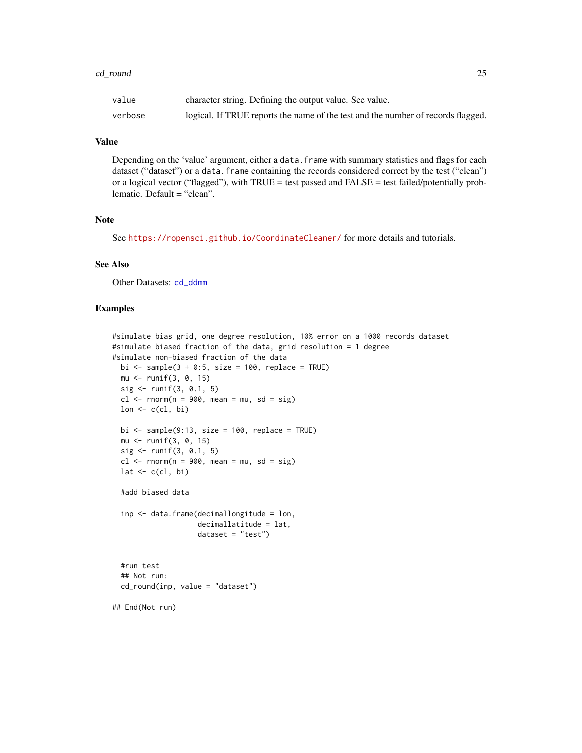| | |
|---|---|
| value | character string. Defining the output value. See value. |
| verbose | logical. If TRUE reports the name of the test and the number of records flagged. |

## Value

Depending on the 'value' argument, either a `data.frame` with summary statistics and flags for each dataset ("dataset") or a `data.frame` containing the records considered correct by the test ("clean") or a logical vector ("flagged"), with TRUE = test passed and FALSE = test failed/potentially problematic. Default = "clean".

## Note

See https://ropensci.github.io/CoordinateCleaner/ for more details and tutorials.

## See Also

Other Datasets: `cd_ddmm`

## Examples

```
#simulate bias grid, one degree resolution, 10% error on a 1000 records dataset
#simulate biased fraction of the data, grid resolution = 1 degree
#simulate non-biased fraction of the data
  bi <- sample(3 + 0:5, size = 100, replace = TRUE)
  mu <- runif(3, 0, 15)
  sig <- runif(3, 0.1, 5)
  cl <- rnorm(n = 900, mean = mu, sd = sig)
  lon <- c(cl, bi)

  bi <- sample(9:13, size = 100, replace = TRUE)
  mu <- runif(3, 0, 15)
  sig <- runif(3, 0.1, 5)
  cl <- rnorm(n = 900, mean = mu, sd = sig)
  lat <- c(cl, bi)

  #add biased data

  inp <- data.frame(decimallongitude = lon,
                    decimallatitude = lat,
                    dataset = "test")


  #run test
  ## Not run:
  cd_round(inp, value = "dataset")

## End(Not run)
```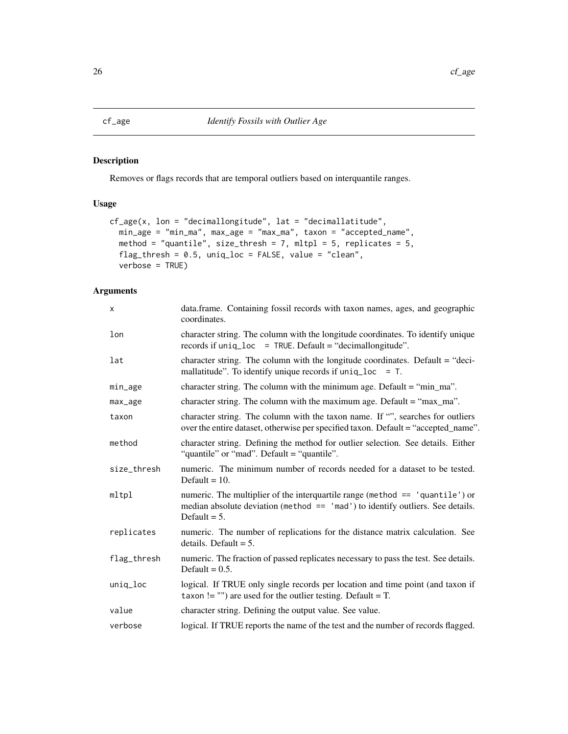# cf_age — *Identify Fossils with Outlier Age*

## Description

Removes or flags records that are temporal outliers based on interquantile ranges.

## Usage

```
cf_age(x, lon = "decimallongitude", lat = "decimallatitude",
  min_age = "min_ma", max_age = "max_ma", taxon = "accepted_name",
  method = "quantile", size_thresh = 7, mltpl = 5, replicates = 5,
  flag_thresh = 0.5, uniq_loc = FALSE, value = "clean",
  verbose = TRUE)
```

## Arguments

| Argument | Description |
|---|---|
| `x` | data.frame. Containing fossil records with taxon names, ages, and geographic coordinates. |
| `lon` | character string. The column with the longitude coordinates. To identify unique records if `uniq_loc = TRUE`. Default = "decimallongitude". |
| `lat` | character string. The column with the longitude coordinates. Default = "decimallatitude". To identify unique records if `uniq_loc = T`. |
| `min_age` | character string. The column with the minimum age. Default = "min_ma". |
| `max_age` | character string. The column with the maximum age. Default = "max_ma". |
| `taxon` | character string. The column with the taxon name. If "", searches for outliers over the entire dataset, otherwise per specified taxon. Default = "accepted_name". |
| `method` | character string. Defining the method for outlier selection. See details. Either "quantile" or "mad". Default = "quantile". |
| `size_thresh` | numeric. The minimum number of records needed for a dataset to be tested. Default = 10. |
| `mltpl` | numeric. The multiplier of the interquartile range (`method == 'quantile'`) or median absolute deviation (`method == 'mad'`) to identify outliers. See details. Default = 5. |
| `replicates` | numeric. The number of replications for the distance matrix calculation. See details. Default = 5. |
| `flag_thresh` | numeric. The fraction of passed replicates necessary to pass the test. See details. Default = 0.5. |
| `uniq_loc` | logical. If TRUE only single records per location and time point (and taxon if `taxon != ""`) are used for the outlier testing. Default = T. |
| `value` | character string. Defining the output value. See value. |
| `verbose` | logical. If TRUE reports the name of the test and the number of records flagged. |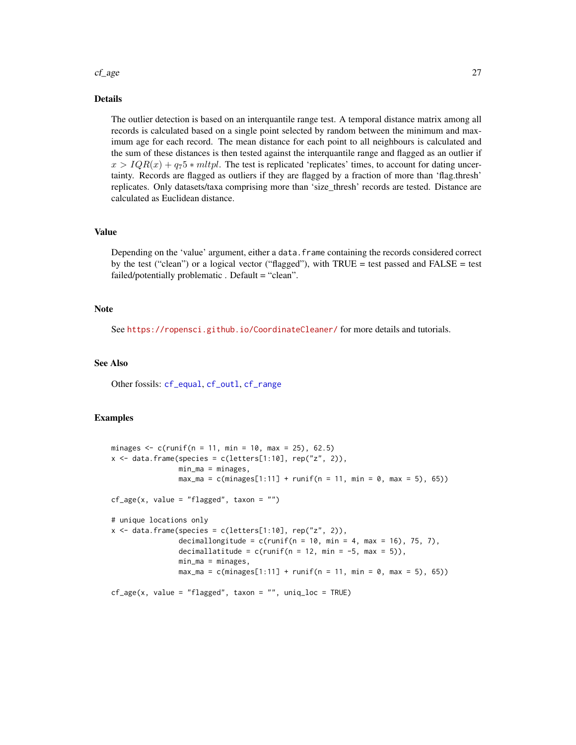## Details

The outlier detection is based on an interquantile range test. A temporal distance matrix among all records is calculated based on a single point selected by random between the minimum and maximum age for each record. The mean distance for each point to all neighbours is calculated and the sum of these distances is then tested against the interquantile range and flagged as an outlier if $x > IQR(x) + q_75 * mltpl$. The test is replicated 'replicates' times, to account for dating uncertainty. Records are flagged as outliers if they are flagged by a fraction of more than 'flag.thresh' replicates. Only datasets/taxa comprising more than 'size_thresh' records are tested. Distance are calculated as Euclidean distance.

## Value

Depending on the 'value' argument, either a `data.frame` containing the records considered correct by the test ("clean") or a logical vector ("flagged"), with TRUE = test passed and FALSE = test failed/potentially problematic . Default = "clean".

## Note

See https://ropensci.github.io/CoordinateCleaner/ for more details and tutorials.

## See Also

Other fossils: `cf_equal`, `cf_outl`, `cf_range`

## Examples

```
minages <- c(runif(n = 11, min = 10, max = 25), 62.5)
x <- data.frame(species = c(letters[1:10], rep("z", 2)),
                min_ma = minages,
                max_ma = c(minages[1:11] + runif(n = 11, min = 0, max = 5), 65))

cf_age(x, value = "flagged", taxon = "")

# unique locations only
x <- data.frame(species = c(letters[1:10], rep("z", 2)),
                decimallongitude = c(runif(n = 10, min = 4, max = 16), 75, 7),
                decimallatitude = c(runif(n = 12, min = -5, max = 5)),
                min_ma = minages,
                max_ma = c(minages[1:11] + runif(n = 11, min = 0, max = 5), 65))

cf_age(x, value = "flagged", taxon = "", uniq_loc = TRUE)
```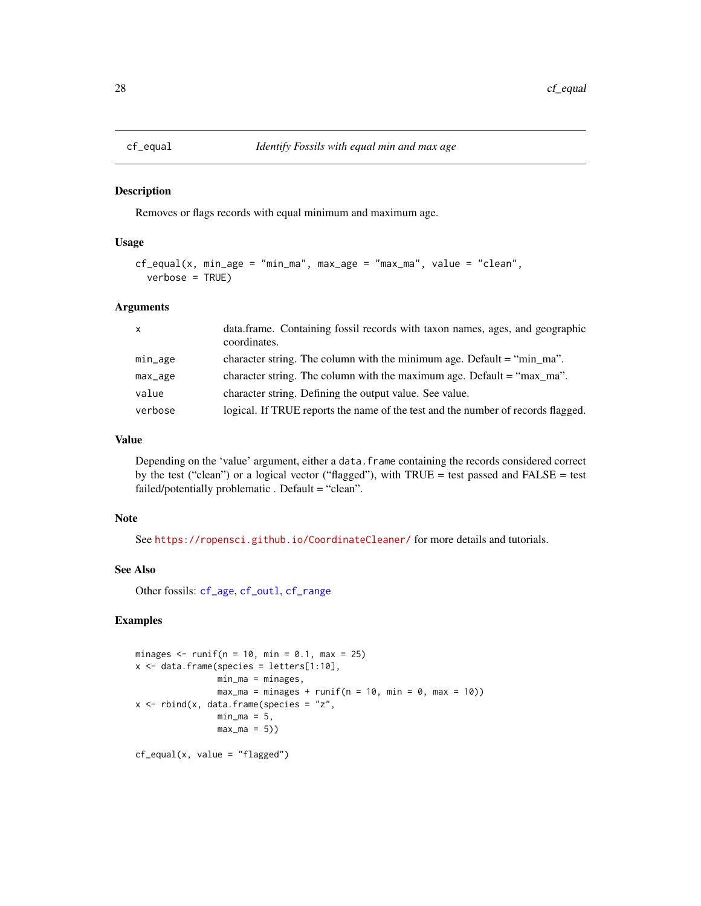## cf_equal — *Identify Fossils with equal min and max age*

### Description

Removes or flags records with equal minimum and maximum age.

### Usage

```
cf_equal(x, min_age = "min_ma", max_age = "max_ma", value = "clean",
  verbose = TRUE)
```

### Arguments

| | |
|---|---|
| `x` | data.frame. Containing fossil records with taxon names, ages, and geographic coordinates. |
| `min_age` | character string. The column with the minimum age. Default = "min_ma". |
| `max_age` | character string. The column with the maximum age. Default = "max_ma". |
| `value` | character string. Defining the output value. See value. |
| `verbose` | logical. If TRUE reports the name of the test and the number of records flagged. |

### Value

Depending on the 'value' argument, either a `data.frame` containing the records considered correct by the test ("clean") or a logical vector ("flagged"), with TRUE = test passed and FALSE = test failed/potentially problematic . Default = "clean".

### Note

See https://ropensci.github.io/CoordinateCleaner/ for more details and tutorials.

### See Also

Other fossils: `cf_age`, `cf_outl`, `cf_range`

### Examples

```
minages <- runif(n = 10, min = 0.1, max = 25)
x <- data.frame(species = letters[1:10],
                min_ma = minages,
                max_ma = minages + runif(n = 10, min = 0, max = 10))
x <- rbind(x, data.frame(species = "z",
                min_ma = 5,
                max_ma = 5))

cf_equal(x, value = "flagged")
```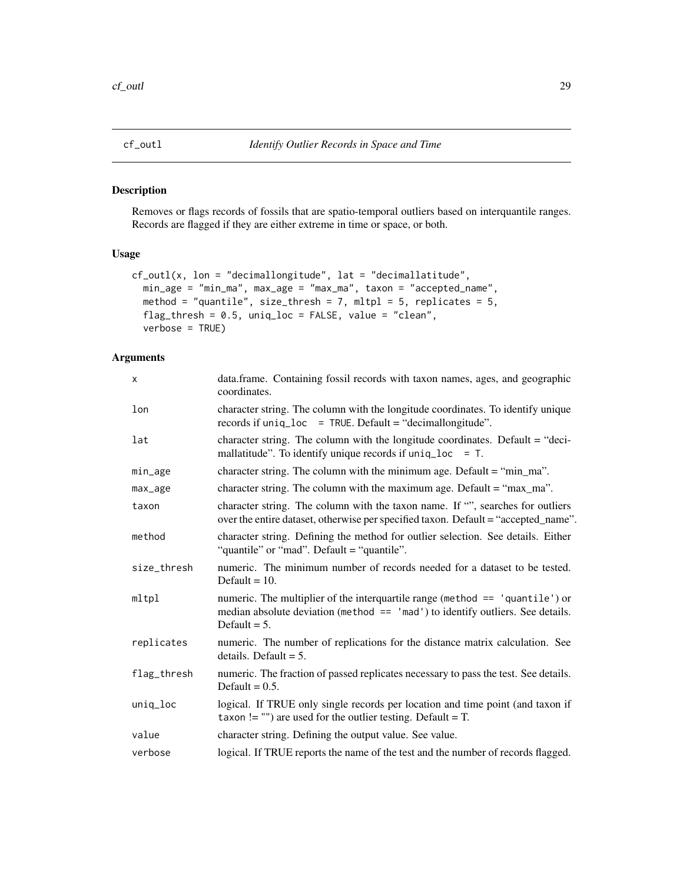## cf_outl — *Identify Outlier Records in Space and Time*

### Description

Removes or flags records of fossils that are spatio-temporal outliers based on interquantile ranges. Records are flagged if they are either extreme in time or space, or both.

### Usage

```
cf_outl(x, lon = "decimallongitude", lat = "decimallatitude",
  min_age = "min_ma", max_age = "max_ma", taxon = "accepted_name",
  method = "quantile", size_thresh = 7, mltpl = 5, replicates = 5,
  flag_thresh = 0.5, uniq_loc = FALSE, value = "clean",
  verbose = TRUE)
```

### Arguments

| | |
|---|---|
| `x` | data.frame. Containing fossil records with taxon names, ages, and geographic coordinates. |
| `lon` | character string. The column with the longitude coordinates. To identify unique records if `uniq_loc = TRUE`. Default = "decimallongitude". |
| `lat` | character string. The column with the longitude coordinates. Default = "decimallatitude". To identify unique records if `uniq_loc = T`. |
| `min_age` | character string. The column with the minimum age. Default = "min_ma". |
| `max_age` | character string. The column with the maximum age. Default = "max_ma". |
| `taxon` | character string. The column with the taxon name. If "", searches for outliers over the entire dataset, otherwise per specified taxon. Default = "accepted_name". |
| `method` | character string. Defining the method for outlier selection. See details. Either "quantile" or "mad". Default = "quantile". |
| `size_thresh` | numeric. The minimum number of records needed for a dataset to be tested. Default = 10. |
| `mltpl` | numeric. The multiplier of the interquartile range (`method == 'quantile'`) or median absolute deviation (`method == 'mad'`) to identify outliers. See details. Default = 5. |
| `replicates` | numeric. The number of replications for the distance matrix calculation. See details. Default = 5. |
| `flag_thresh` | numeric. The fraction of passed replicates necessary to pass the test. See details. Default = 0.5. |
| `uniq_loc` | logical. If TRUE only single records per location and time point (and taxon if `taxon != ""`) are used for the outlier testing. Default = T. |
| `value` | character string. Defining the output value. See value. |
| `verbose` | logical. If TRUE reports the name of the test and the number of records flagged. |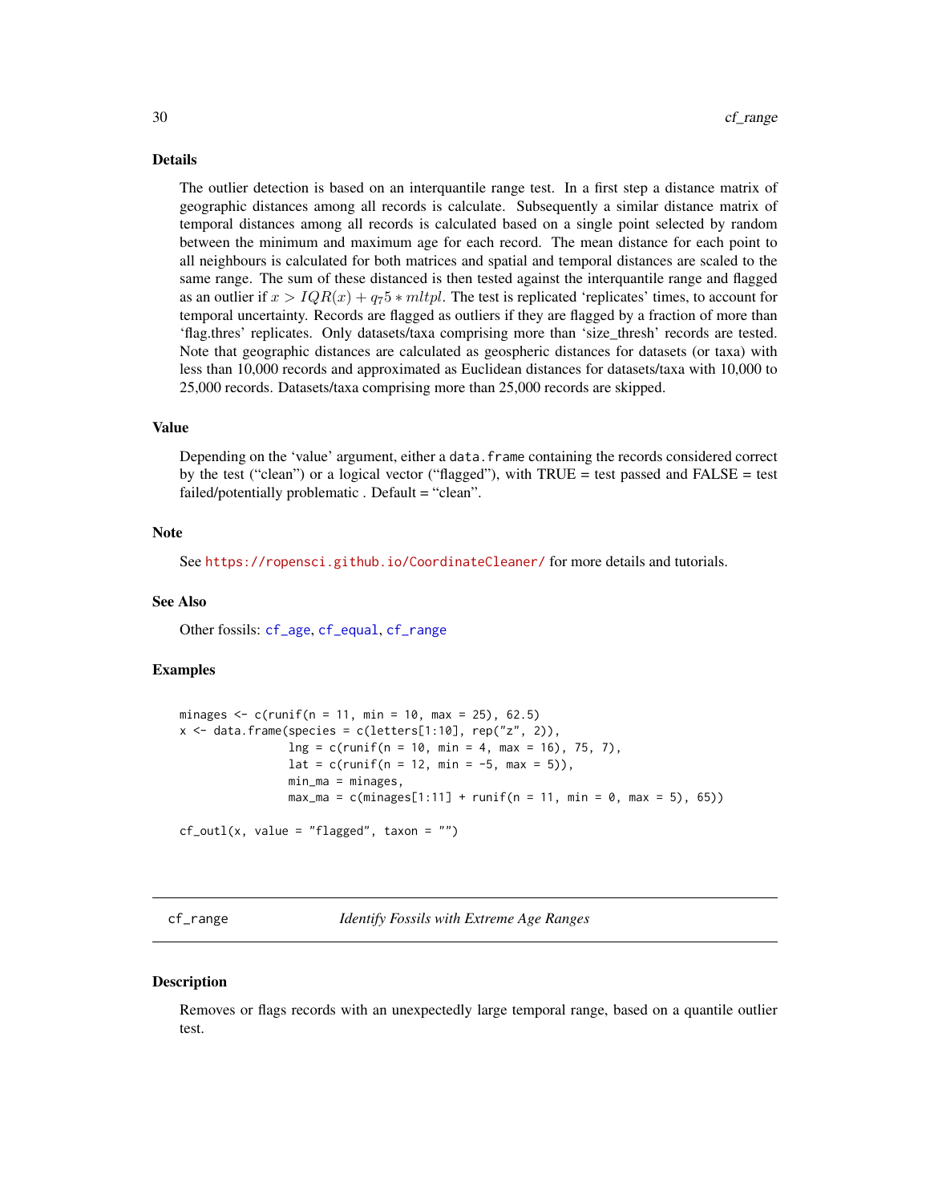## Details

The outlier detection is based on an interquantile range test. In a first step a distance matrix of geographic distances among all records is calculate. Subsequently a similar distance matrix of temporal distances among all records is calculated based on a single point selected by random between the minimum and maximum age for each record. The mean distance for each point to all neighbours is calculated for both matrices and spatial and temporal distances are scaled to the same range. The sum of these distanced is then tested against the interquantile range and flagged as an outlier if $x > IQR(x) + q_75 * mltpl$. The test is replicated 'replicates' times, to account for temporal uncertainty. Records are flagged as outliers if they are flagged by a fraction of more than 'flag.thres' replicates. Only datasets/taxa comprising more than 'size_thresh' records are tested. Note that geographic distances are calculated as geospheric distances for datasets (or taxa) with less than 10,000 records and approximated as Euclidean distances for datasets/taxa with 10,000 to 25,000 records. Datasets/taxa comprising more than 25,000 records are skipped.

## Value

Depending on the 'value' argument, either a `data.frame` containing the records considered correct by the test ("clean") or a logical vector ("flagged"), with TRUE = test passed and FALSE = test failed/potentially problematic . Default = "clean".

## Note

See https://ropensci.github.io/CoordinateCleaner/ for more details and tutorials.

## See Also

Other fossils: `cf_age`, `cf_equal`, `cf_range`

## Examples

```
minages <- c(runif(n = 11, min = 10, max = 25), 62.5)
x <- data.frame(species = c(letters[1:10], rep("z", 2)),
                lng = c(runif(n = 10, min = 4, max = 16), 75, 7),
                lat = c(runif(n = 12, min = -5, max = 5)),
                min_ma = minages,
                max_ma = c(minages[1:11] + runif(n = 11, min = 0, max = 5), 65))

cf_outl(x, value = "flagged", taxon = "")
```

---

# cf_range — *Identify Fossils with Extreme Age Ranges*

## Description

Removes or flags records with an unexpectedly large temporal range, based on a quantile outlier test.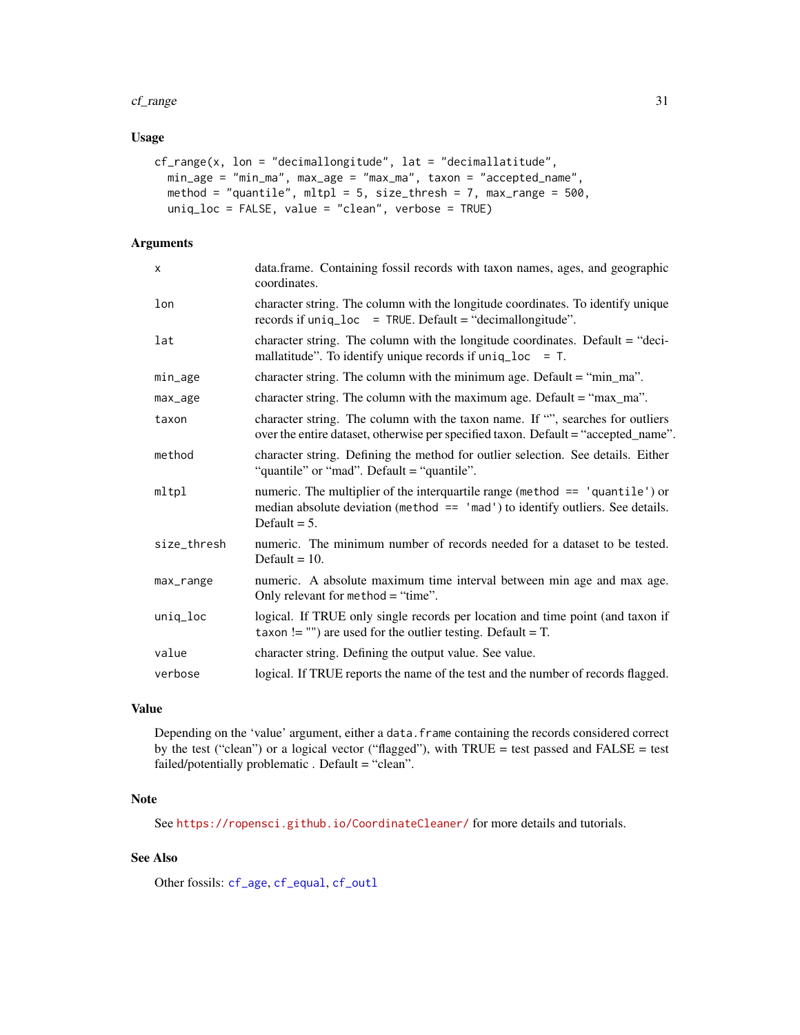## Usage

```
cf_range(x, lon = "decimallongitude", lat = "decimallatitude",
  min_age = "min_ma", max_age = "max_ma", taxon = "accepted_name",
  method = "quantile", mltpl = 5, size_thresh = 7, max_range = 500,
  uniq_loc = FALSE, value = "clean", verbose = TRUE)
```

## Arguments

| | |
|---|---|
| x | data.frame. Containing fossil records with taxon names, ages, and geographic coordinates. |
| lon | character string. The column with the longitude coordinates. To identify unique records if `uniq_loc = TRUE`. Default = "decimallongitude". |
| lat | character string. The column with the longitude coordinates. Default = "decimallatitude". To identify unique records if `uniq_loc = T`. |
| min_age | character string. The column with the minimum age. Default = "min_ma". |
| max_age | character string. The column with the maximum age. Default = "max_ma". |
| taxon | character string. The column with the taxon name. If "", searches for outliers over the entire dataset, otherwise per specified taxon. Default = "accepted_name". |
| method | character string. Defining the method for outlier selection. See details. Either "quantile" or "mad". Default = "quantile". |
| mltpl | numeric. The multiplier of the interquartile range (`method == 'quantile'`) or median absolute deviation (`method == 'mad'`) to identify outliers. See details. Default = 5. |
| size_thresh | numeric. The minimum number of records needed for a dataset to be tested. Default = 10. |
| max_range | numeric. A absolute maximum time interval between min age and max age. Only relevant for `method` = "time". |
| uniq_loc | logical. If TRUE only single records per location and time point (and taxon if `taxon` != "") are used for the outlier testing. Default = T. |
| value | character string. Defining the output value. See value. |
| verbose | logical. If TRUE reports the name of the test and the number of records flagged. |

## Value

Depending on the 'value' argument, either a `data.frame` containing the records considered correct by the test ("clean") or a logical vector ("flagged"), with TRUE = test passed and FALSE = test failed/potentially problematic . Default = "clean".

## Note

See https://ropensci.github.io/CoordinateCleaner/ for more details and tutorials.

## See Also

Other fossils: `cf_age`, `cf_equal`, `cf_outl`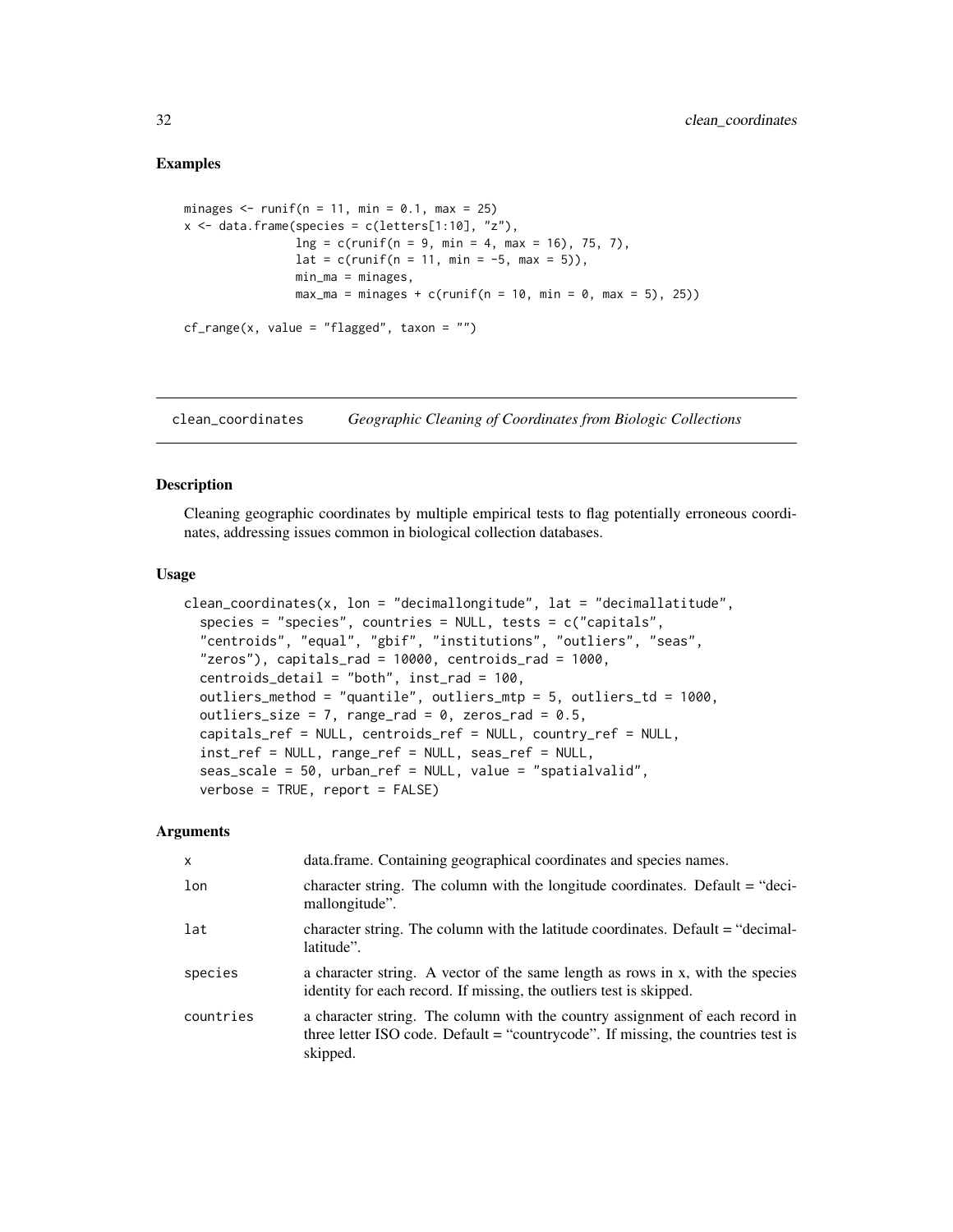## Examples

```
minages <- runif(n = 11, min = 0.1, max = 25)
x <- data.frame(species = c(letters[1:10], "z"),
                lng = c(runif(n = 9, min = 4, max = 16), 75, 7),
                lat = c(runif(n = 11, min = -5, max = 5)),
                min_ma = minages,
                max_ma = minages + c(runif(n = 10, min = 0, max = 5), 25))

cf_range(x, value = "flagged", taxon = "")
```

---

# clean_coordinates *Geographic Cleaning of Coordinates from Biologic Collections*

---

## Description

Cleaning geographic coordinates by multiple empirical tests to flag potentially erroneous coordinates, addressing issues common in biological collection databases.

## Usage

```
clean_coordinates(x, lon = "decimallongitude", lat = "decimallatitude",
  species = "species", countries = NULL, tests = c("capitals",
  "centroids", "equal", "gbif", "institutions", "outliers", "seas",
  "zeros"), capitals_rad = 10000, centroids_rad = 1000,
  centroids_detail = "both", inst_rad = 100,
  outliers_method = "quantile", outliers_mtp = 5, outliers_td = 1000,
  outliers_size = 7, range_rad = 0, zeros_rad = 0.5,
  capitals_ref = NULL, centroids_ref = NULL, country_ref = NULL,
  inst_ref = NULL, range_ref = NULL, seas_ref = NULL,
  seas_scale = 50, urban_ref = NULL, value = "spatialvalid",
  verbose = TRUE, report = FALSE)
```

## Arguments

| | |
|---|---|
| x | data.frame. Containing geographical coordinates and species names. |
| lon | character string. The column with the longitude coordinates. Default = “decimallongitude”. |
| lat | character string. The column with the latitude coordinates. Default = “decimallatitude”. |
| species | a character string. A vector of the same length as rows in x, with the species identity for each record. If missing, the outliers test is skipped. |
| countries | a character string. The column with the country assignment of each record in three letter ISO code. Default = “countrycode”. If missing, the countries test is skipped. |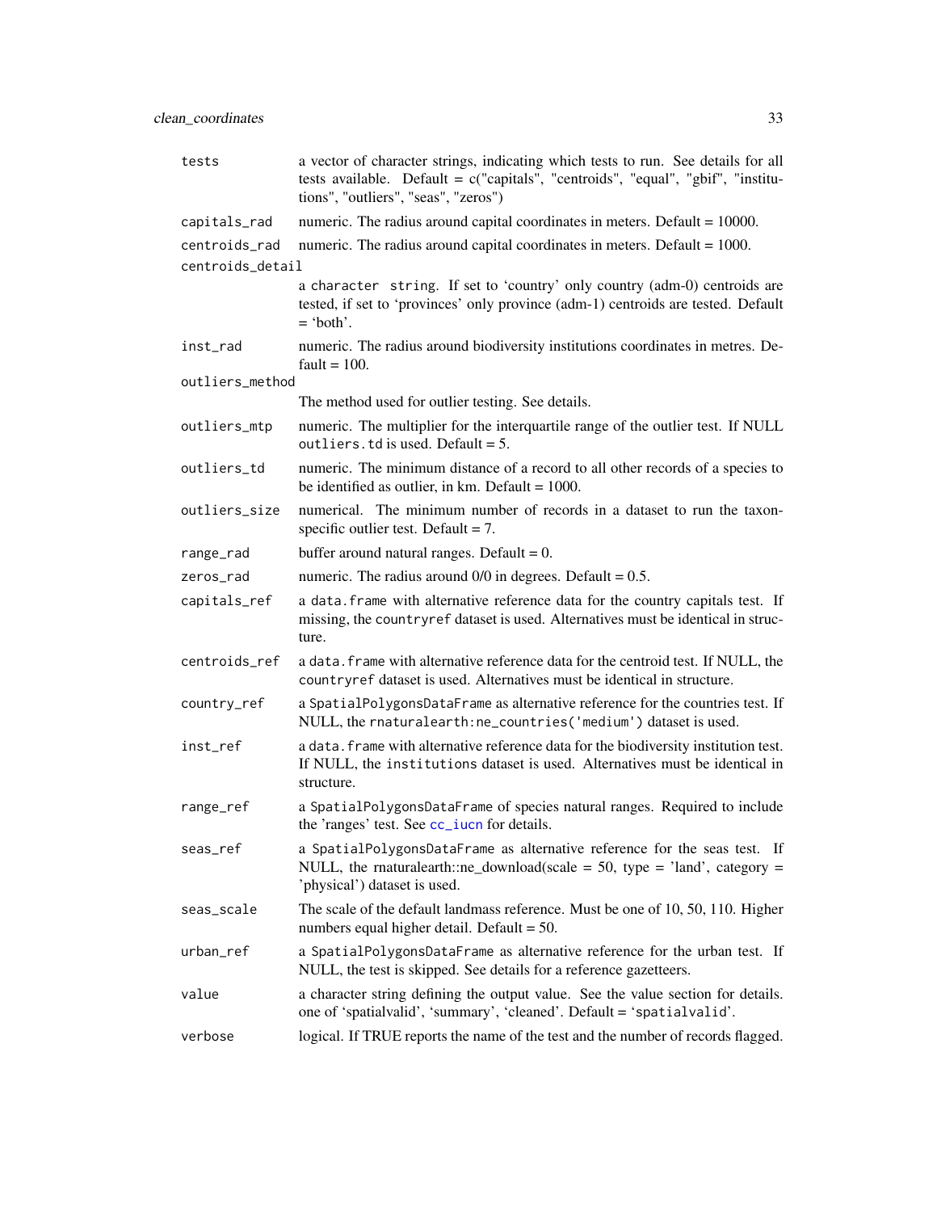| | |
|---|---|
| tests | a vector of character strings, indicating which tests to run. See details for all tests available. Default = c("capitals", "centroids", "equal", "gbif", "institutions", "outliers", "seas", "zeros") |
| capitals_rad | numeric. The radius around capital coordinates in meters. Default = 10000. |
| centroids_rad | numeric. The radius around capital coordinates in meters. Default = 1000. |
| centroids_detail | a character string. If set to 'country' only country (adm-0) centroids are tested, if set to 'provinces' only province (adm-1) centroids are tested. Default = 'both'. |
| inst_rad | numeric. The radius around biodiversity institutions coordinates in metres. Default = 100. |
| outliers_method | The method used for outlier testing. See details. |
| outliers_mtp | numeric. The multiplier for the interquartile range of the outlier test. If NULL outliers.td is used. Default = 5. |
| outliers_td | numeric. The minimum distance of a record to all other records of a species to be identified as outlier, in km. Default = 1000. |
| outliers_size | numerical. The minimum number of records in a dataset to run the taxon-specific outlier test. Default = 7. |
| range_rad | buffer around natural ranges. Default = 0. |
| zeros_rad | numeric. The radius around 0/0 in degrees. Default = 0.5. |
| capitals_ref | a data.frame with alternative reference data for the country capitals test. If missing, the countryref dataset is used. Alternatives must be identical in structure. |
| centroids_ref | a data.frame with alternative reference data for the centroid test. If NULL, the countryref dataset is used. Alternatives must be identical in structure. |
| country_ref | a SpatialPolygonsDataFrame as alternative reference for the countries test. If NULL, the rnaturalearth:ne_countries('medium') dataset is used. |
| inst_ref | a data.frame with alternative reference data for the biodiversity institution test. If NULL, the institutions dataset is used. Alternatives must be identical in structure. |
| range_ref | a SpatialPolygonsDataFrame of species natural ranges. Required to include the 'ranges' test. See cc_iucn for details. |
| seas_ref | a SpatialPolygonsDataFrame as alternative reference for the seas test. If NULL, the rnaturalearth::ne_download(scale = 50, type = 'land', category = 'physical') dataset is used. |
| seas_scale | The scale of the default landmass reference. Must be one of 10, 50, 110. Higher numbers equal higher detail. Default = 50. |
| urban_ref | a SpatialPolygonsDataFrame as alternative reference for the urban test. If NULL, the test is skipped. See details for a reference gazetteers. |
| value | a character string defining the output value. See the value section for details. one of 'spatialvalid', 'summary', 'cleaned'. Default = 'spatialvalid'. |
| verbose | logical. If TRUE reports the name of the test and the number of records flagged. |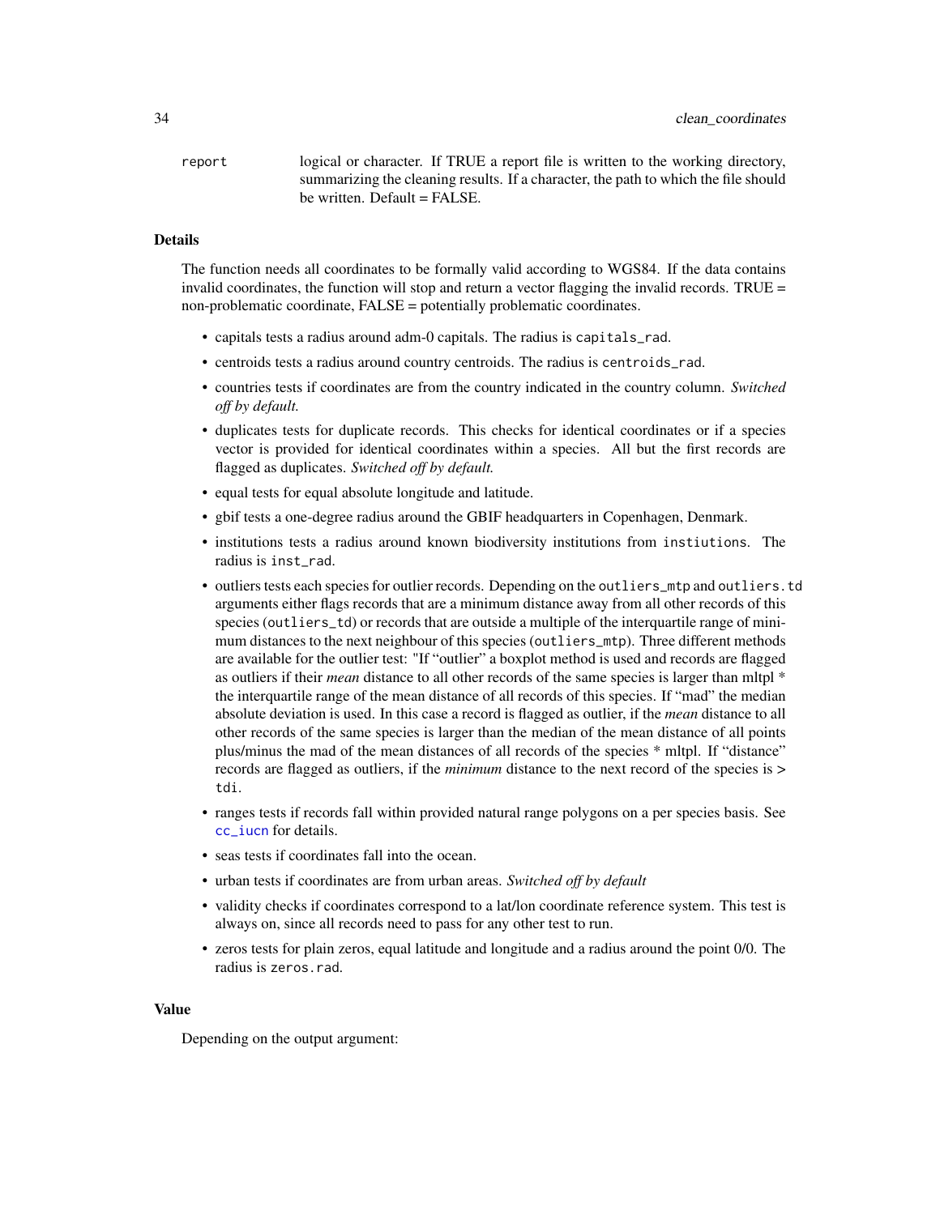report logical or character. If TRUE a report file is written to the working directory, summarizing the cleaning results. If a character, the path to which the file should be written. Default = FALSE.

## Details

The function needs all coordinates to be formally valid according to WGS84. If the data contains invalid coordinates, the function will stop and return a vector flagging the invalid records. TRUE = non-problematic coordinate, FALSE = potentially problematic coordinates.

- capitals tests a radius around adm-0 capitals. The radius is `capitals_rad`.
- centroids tests a radius around country centroids. The radius is `centroids_rad`.
- countries tests if coordinates are from the country indicated in the country column. *Switched off by default.*
- duplicates tests for duplicate records. This checks for identical coordinates or if a species vector is provided for identical coordinates within a species. All but the first records are flagged as duplicates. *Switched off by default.*
- equal tests for equal absolute longitude and latitude.
- gbif tests a one-degree radius around the GBIF headquarters in Copenhagen, Denmark.
- institutions tests a radius around known biodiversity institutions from `instiutions`. The radius is `inst_rad`.
- outliers tests each species for outlier records. Depending on the `outliers_mtp` and `outliers.td` arguments either flags records that are a minimum distance away from all other records of this species (`outliers_td`) or records that are outside a multiple of the interquartile range of minimum distances to the next neighbour of this species (`outliers_mtp`). Three different methods are available for the outlier test: "If "outlier" a boxplot method is used and records are flagged as outliers if their *mean* distance to all other records of the same species is larger than mltpl * the interquartile range of the mean distance of all records of this species. If "mad" the median absolute deviation is used. In this case a record is flagged as outlier, if the *mean* distance to all other records of the same species is larger than the median of the mean distance of all points plus/minus the mad of the mean distances of all records of the species * mltpl. If "distance" records are flagged as outliers, if the *minimum* distance to the next record of the species is > `tdi`.
- ranges tests if records fall within provided natural range polygons on a per species basis. See `cc_iucn` for details.
- seas tests if coordinates fall into the ocean.
- urban tests if coordinates are from urban areas. *Switched off by default*
- validity checks if coordinates correspond to a lat/lon coordinate reference system. This test is always on, since all records need to pass for any other test to run.
- zeros tests for plain zeros, equal latitude and longitude and a radius around the point 0/0. The radius is `zeros.rad`.

## Value

Depending on the output argument: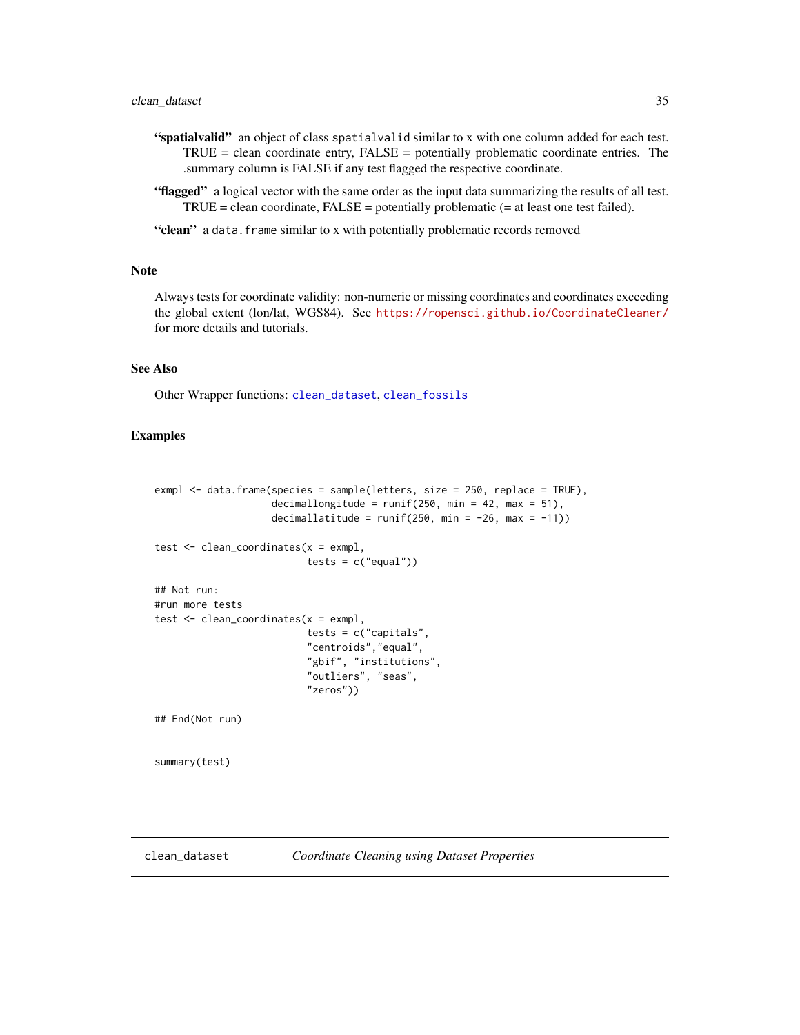**"spatialvalid"** an object of class `spatialvalid` similar to x with one column added for each test. TRUE = clean coordinate entry, FALSE = potentially problematic coordinate entries. The .summary column is FALSE if any test flagged the respective coordinate.

**"flagged"** a logical vector with the same order as the input data summarizing the results of all test. TRUE = clean coordinate, FALSE = potentially problematic (= at least one test failed).

**"clean"** a `data.frame` similar to x with potentially problematic records removed

### Note

Always tests for coordinate validity: non-numeric or missing coordinates and coordinates exceeding the global extent (lon/lat, WGS84). See https://ropensci.github.io/CoordinateCleaner/ for more details and tutorials.

### See Also

Other Wrapper functions: `clean_dataset`, `clean_fossils`

### Examples

```
exmpl <- data.frame(species = sample(letters, size = 250, replace = TRUE),
                    decimallongitude = runif(250, min = 42, max = 51),
                    decimallatitude = runif(250, min = -26, max = -11))

test <- clean_coordinates(x = exmpl,
                          tests = c("equal"))

## Not run:
#run more tests
test <- clean_coordinates(x = exmpl,
                          tests = c("capitals",
                          "centroids","equal",
                          "gbif", "institutions",
                          "outliers", "seas",
                          "zeros"))

## End(Not run)


summary(test)
```

## clean_dataset — *Coordinate Cleaning using Dataset Properties*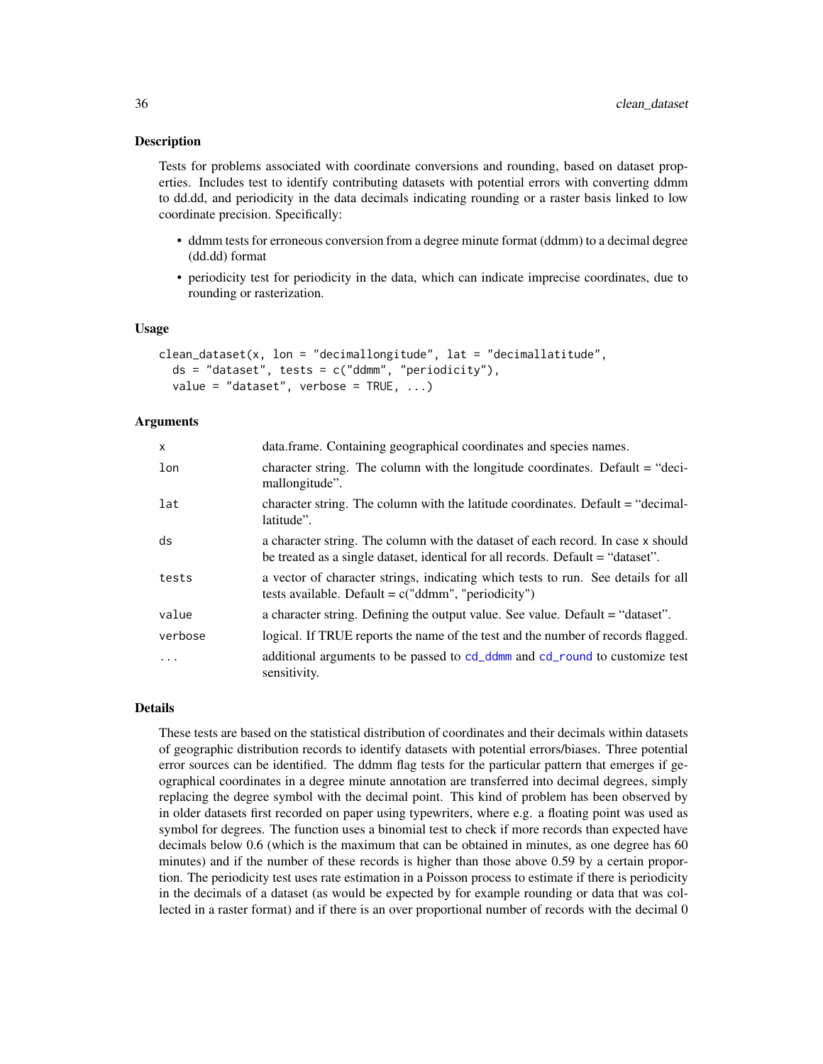## Description

Tests for problems associated with coordinate conversions and rounding, based on dataset properties. Includes test to identify contributing datasets with potential errors with converting ddmm to dd.dd, and periodicity in the data decimals indicating rounding or a raster basis linked to low coordinate precision. Specifically:

- ddmm tests for erroneous conversion from a degree minute format (ddmm) to a decimal degree (dd.dd) format
- periodicity test for periodicity in the data, which can indicate imprecise coordinates, due to rounding or rasterization.

## Usage

```
clean_dataset(x, lon = "decimallongitude", lat = "decimallatitude",
  ds = "dataset", tests = c("ddmm", "periodicity"),
  value = "dataset", verbose = TRUE, ...)
```

## Arguments

| | |
|---|---|
| x | data.frame. Containing geographical coordinates and species names. |
| lon | character string. The column with the longitude coordinates. Default = "decimallongitude". |
| lat | character string. The column with the latitude coordinates. Default = "decimallatitude". |
| ds | a character string. The column with the dataset of each record. In case x should be treated as a single dataset, identical for all records. Default = "dataset". |
| tests | a vector of character strings, indicating which tests to run. See details for all tests available. Default = c("ddmm", "periodicity") |
| value | a character string. Defining the output value. See value. Default = "dataset". |
| verbose | logical. If TRUE reports the name of the test and the number of records flagged. |
| ... | additional arguments to be passed to cd_ddmm and cd_round to customize test sensitivity. |

## Details

These tests are based on the statistical distribution of coordinates and their decimals within datasets of geographic distribution records to identify datasets with potential errors/biases. Three potential error sources can be identified. The ddmm flag tests for the particular pattern that emerges if geographical coordinates in a degree minute annotation are transferred into decimal degrees, simply replacing the degree symbol with the decimal point. This kind of problem has been observed by in older datasets first recorded on paper using typewriters, where e.g. a floating point was used as symbol for degrees. The function uses a binomial test to check if more records than expected have decimals below 0.6 (which is the maximum that can be obtained in minutes, as one degree has 60 minutes) and if the number of these records is higher than those above 0.59 by a certain proportion. The periodicity test uses rate estimation in a Poisson process to estimate if there is periodicity in the decimals of a dataset (as would be expected by for example rounding or data that was collected in a raster format) and if there is an over proportional number of records with the decimal 0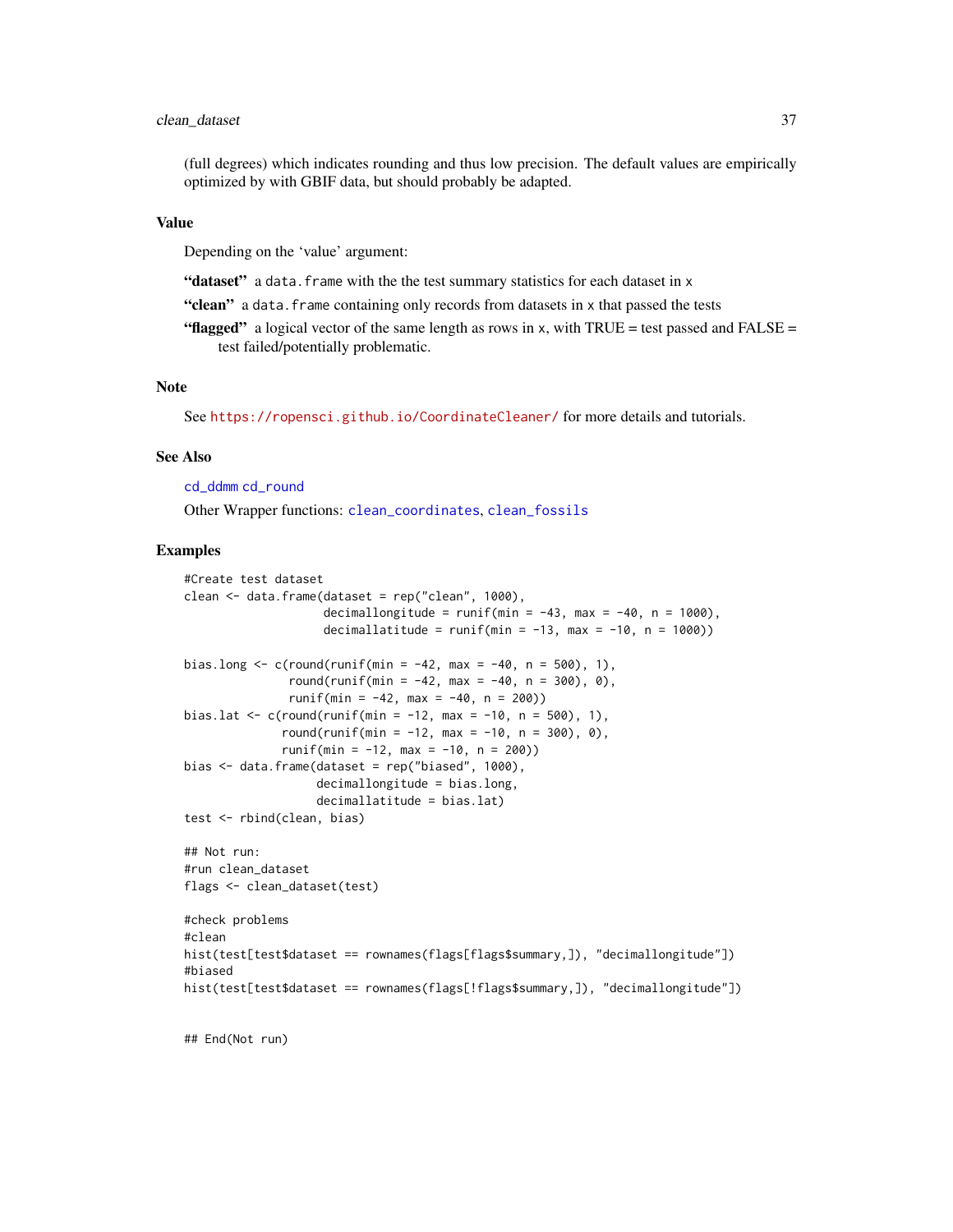(full degrees) which indicates rounding and thus low precision. The default values are empirically optimized by with GBIF data, but should probably be adapted.

## Value

Depending on the 'value' argument:

**"dataset"** a `data.frame` with the the test summary statistics for each dataset in `x`

**"clean"** a `data.frame` containing only records from datasets in `x` that passed the tests

**"flagged"** a logical vector of the same length as rows in `x`, with TRUE = test passed and FALSE = test failed/potentially problematic.

## Note

See https://ropensci.github.io/CoordinateCleaner/ for more details and tutorials.

## See Also

`cd_ddmm` `cd_round`

Other Wrapper functions: `clean_coordinates`, `clean_fossils`

## Examples

```
#Create test dataset
clean <- data.frame(dataset = rep("clean", 1000),
                    decimallongitude = runif(min = -43, max = -40, n = 1000),
                    decimallatitude = runif(min = -13, max = -10, n = 1000))

bias.long <- c(round(runif(min = -42, max = -40, n = 500), 1),
               round(runif(min = -42, max = -40, n = 300), 0),
               runif(min = -42, max = -40, n = 200))
bias.lat <- c(round(runif(min = -12, max = -10, n = 500), 1),
              round(runif(min = -12, max = -10, n = 300), 0),
              runif(min = -12, max = -10, n = 200))
bias <- data.frame(dataset = rep("biased", 1000),
                   decimallongitude = bias.long,
                   decimallatitude = bias.lat)
test <- rbind(clean, bias)

## Not run:
#run clean_dataset
flags <- clean_dataset(test)

#check problems
#clean
hist(test[test$dataset == rownames(flags[flags$summary,]), "decimallongitude"])
#biased
hist(test[test$dataset == rownames(flags[!flags$summary,]), "decimallongitude"])


## End(Not run)
```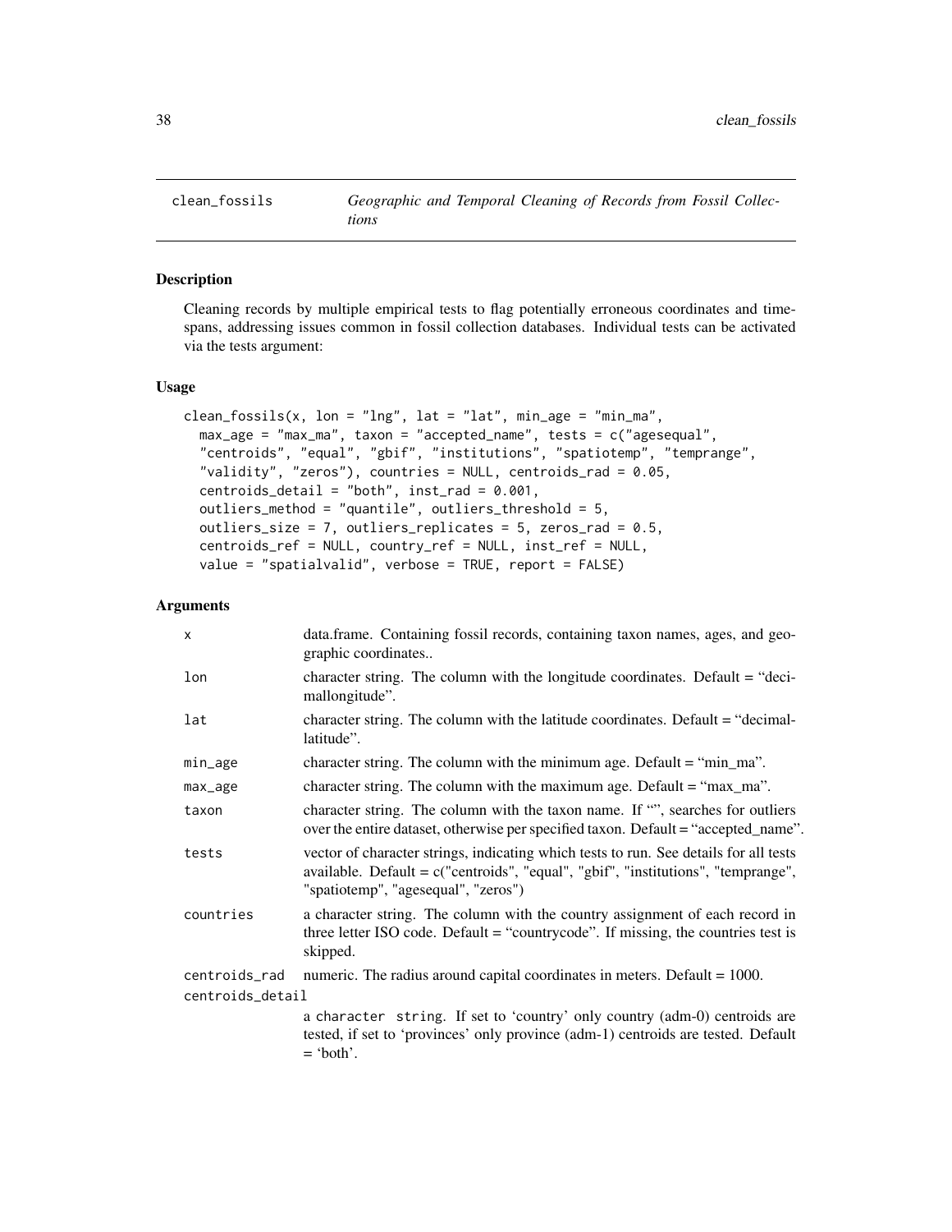clean_fossils — *Geographic and Temporal Cleaning of Records from Fossil Collections*

## Description

Cleaning records by multiple empirical tests to flag potentially erroneous coordinates and time-spans, addressing issues common in fossil collection databases. Individual tests can be activated via the tests argument:

## Usage

```
clean_fossils(x, lon = "lng", lat = "lat", min_age = "min_ma",
  max_age = "max_ma", taxon = "accepted_name", tests = c("agesequal",
  "centroids", "equal", "gbif", "institutions", "spatiotemp", "temprange",
  "validity", "zeros"), countries = NULL, centroids_rad = 0.05,
  centroids_detail = "both", inst_rad = 0.001,
  outliers_method = "quantile", outliers_threshold = 5,
  outliers_size = 7, outliers_replicates = 5, zeros_rad = 0.5,
  centroids_ref = NULL, country_ref = NULL, inst_ref = NULL,
  value = "spatialvalid", verbose = TRUE, report = FALSE)
```

## Arguments

| | |
|---|---|
| x | data.frame. Containing fossil records, containing taxon names, ages, and geographic coordinates.. |
| lon | character string. The column with the longitude coordinates. Default = "decimallongitude". |
| lat | character string. The column with the latitude coordinates. Default = "decimallatitude". |
| min_age | character string. The column with the minimum age. Default = "min_ma". |
| max_age | character string. The column with the maximum age. Default = "max_ma". |
| taxon | character string. The column with the taxon name. If "", searches for outliers over the entire dataset, otherwise per specified taxon. Default = "accepted_name". |
| tests | vector of character strings, indicating which tests to run. See details for all tests available. Default = c("centroids", "equal", "gbif", "institutions", "temprange", "spatiotemp", "agesequal", "zeros") |
| countries | a character string. The column with the country assignment of each record in three letter ISO code. Default = "countrycode". If missing, the countries test is skipped. |
| centroids_rad | numeric. The radius around capital coordinates in meters. Default = 1000. |
| centroids_detail | a character string. If set to 'country' only country (adm-0) centroids are tested, if set to 'provinces' only province (adm-1) centroids are tested. Default = 'both'. |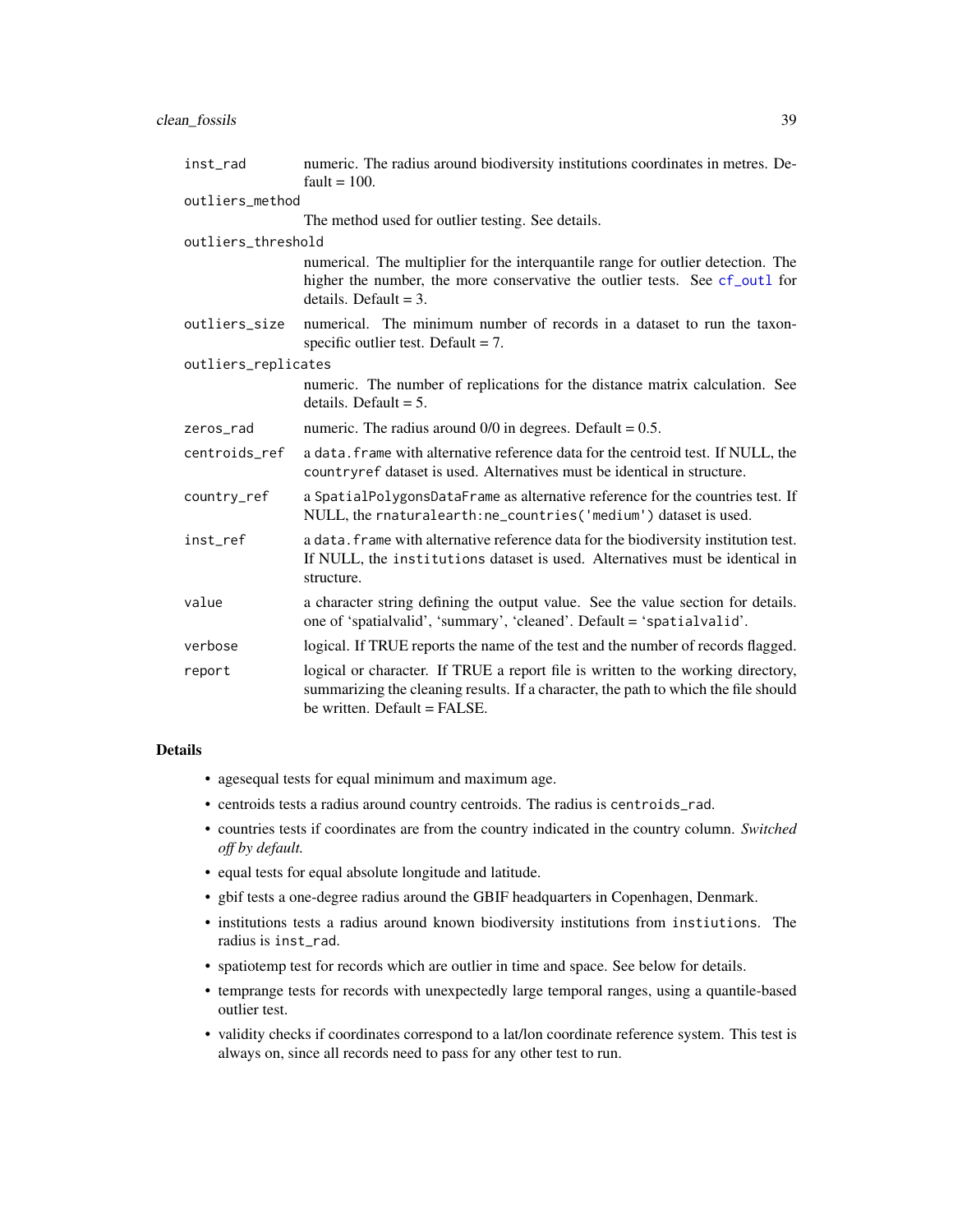| | |
|---|---|
| `inst_rad` | numeric. The radius around biodiversity institutions coordinates in metres. Default = 100. |
| `outliers_method` | The method used for outlier testing. See details. |
| `outliers_threshold` | numerical. The multiplier for the interquantile range for outlier detection. The higher the number, the more conservative the outlier tests. See `cf_outl` for details. Default = 3. |
| `outliers_size` | numerical. The minimum number of records in a dataset to run the taxon-specific outlier test. Default = 7. |
| `outliers_replicates` | numeric. The number of replications for the distance matrix calculation. See details. Default = 5. |
| `zeros_rad` | numeric. The radius around 0/0 in degrees. Default = 0.5. |
| `centroids_ref` | a `data.frame` with alternative reference data for the centroid test. If NULL, the `countryref` dataset is used. Alternatives must be identical in structure. |
| `country_ref` | a `SpatialPolygonsDataFrame` as alternative reference for the countries test. If NULL, the `rnaturalearth:ne_countries('medium')` dataset is used. |
| `inst_ref` | a `data.frame` with alternative reference data for the biodiversity institution test. If NULL, the `institutions` dataset is used. Alternatives must be identical in structure. |
| `value` | a character string defining the output value. See the value section for details. one of 'spatialvalid', 'summary', 'cleaned'. Default = '`spatialvalid`'. |
| `verbose` | logical. If TRUE reports the name of the test and the number of records flagged. |
| `report` | logical or character. If TRUE a report file is written to the working directory, summarizing the cleaning results. If a character, the path to which the file should be written. Default = FALSE. |

## Details

- agesequal tests for equal minimum and maximum age.
- centroids tests a radius around country centroids. The radius is `centroids_rad`.
- countries tests if coordinates are from the country indicated in the country column. *Switched off by default.*
- equal tests for equal absolute longitude and latitude.
- gbif tests a one-degree radius around the GBIF headquarters in Copenhagen, Denmark.
- institutions tests a radius around known biodiversity institutions from `instiutions`. The radius is `inst_rad`.
- spatiotemp test for records which are outlier in time and space. See below for details.
- temprange tests for records with unexpectedly large temporal ranges, using a quantile-based outlier test.
- validity checks if coordinates correspond to a lat/lon coordinate reference system. This test is always on, since all records need to pass for any other test to run.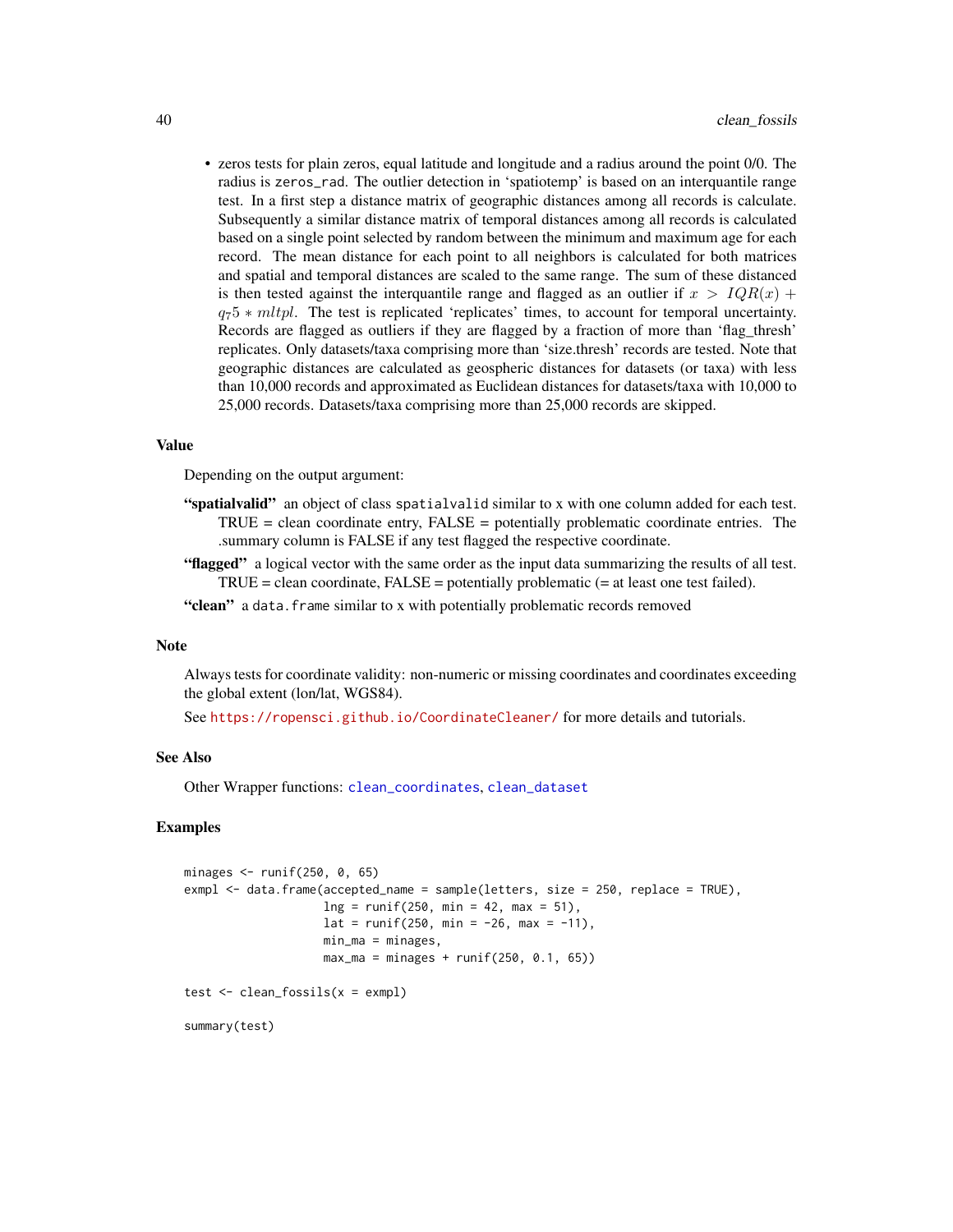- zeros tests for plain zeros, equal latitude and longitude and a radius around the point 0/0. The radius is `zeros_rad`. The outlier detection in 'spatiotemp' is based on an interquantile range test. In a first step a distance matrix of geographic distances among all records is calculate. Subsequently a similar distance matrix of temporal distances among all records is calculated based on a single point selected by random between the minimum and maximum age for each record. The mean distance for each point to all neighbors is calculated for both matrices and spatial and temporal distances are scaled to the same range. The sum of these distanced is then tested against the interquantile range and flagged as an outlier if $x > IQR(x) + q_75 * mltpl$. The test is replicated 'replicates' times, to account for temporal uncertainty. Records are flagged as outliers if they are flagged by a fraction of more than 'flag_thresh' replicates. Only datasets/taxa comprising more than 'size.thresh' records are tested. Note that geographic distances are calculated as geospheric distances for datasets (or taxa) with less than 10,000 records and approximated as Euclidean distances for datasets/taxa with 10,000 to 25,000 records. Datasets/taxa comprising more than 25,000 records are skipped.

## Value

Depending on the output argument:

**"spatialvalid"** an object of class `spatialvalid` similar to x with one column added for each test. TRUE = clean coordinate entry, FALSE = potentially problematic coordinate entries. The .summary column is FALSE if any test flagged the respective coordinate.

**"flagged"** a logical vector with the same order as the input data summarizing the results of all test. TRUE = clean coordinate, FALSE = potentially problematic (= at least one test failed).

**"clean"** a `data.frame` similar to x with potentially problematic records removed

## Note

Always tests for coordinate validity: non-numeric or missing coordinates and coordinates exceeding the global extent (lon/lat, WGS84).

See https://ropensci.github.io/CoordinateCleaner/ for more details and tutorials.

## See Also

Other Wrapper functions: `clean_coordinates`, `clean_dataset`

## Examples

```
minages <- runif(250, 0, 65)
exmpl <- data.frame(accepted_name = sample(letters, size = 250, replace = TRUE),
                    lng = runif(250, min = 42, max = 51),
                    lat = runif(250, min = -26, max = -11),
                    min_ma = minages,
                    max_ma = minages + runif(250, 0.1, 65))

test <- clean_fossils(x = exmpl)

summary(test)
```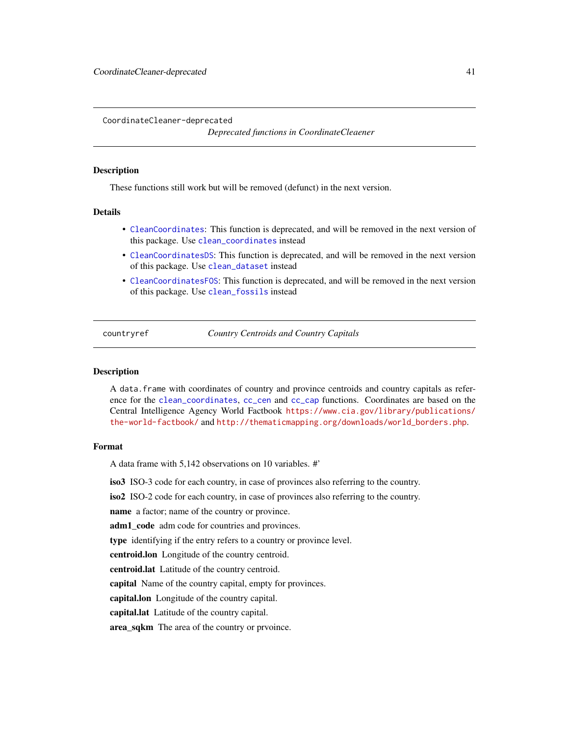## CoordinateCleaner-deprecated

*Deprecated functions in CoordinateCleaener*

### Description

These functions still work but will be removed (defunct) in the next version.

### Details

- `CleanCoordinates`: This function is deprecated, and will be removed in the next version of this package. Use `clean_coordinates` instead
- `CleanCoordinatesDS`: This function is deprecated, and will be removed in the next version of this package. Use `clean_dataset` instead
- `CleanCoordinatesFOS`: This function is deprecated, and will be removed in the next version of this package. Use `clean_fossils` instead

## countryref

*Country Centroids and Country Capitals*

### Description

A `data.frame` with coordinates of country and province centroids and country capitals as reference for the `clean_coordinates`, `cc_cen` and `cc_cap` functions. Coordinates are based on the Central Intelligence Agency World Factbook https://www.cia.gov/library/publications/the-world-factbook/ and http://thematicmapping.org/downloads/world_borders.php.

### Format

A data frame with 5,142 observations on 10 variables. #'

**iso3** ISO-3 code for each country, in case of provinces also referring to the country.

**iso2** ISO-2 code for each country, in case of provinces also referring to the country.

**name** a factor; name of the country or province.

**adm1_code** adm code for countries and provinces.

**type** identifying if the entry refers to a country or province level.

**centroid.lon** Longitude of the country centroid.

**centroid.lat** Latitude of the country centroid.

**capital** Name of the country capital, empty for provinces.

**capital.lon** Longitude of the country capital.

**capital.lat** Latitude of the country capital.

**area_sqkm** The area of the country or prvoince.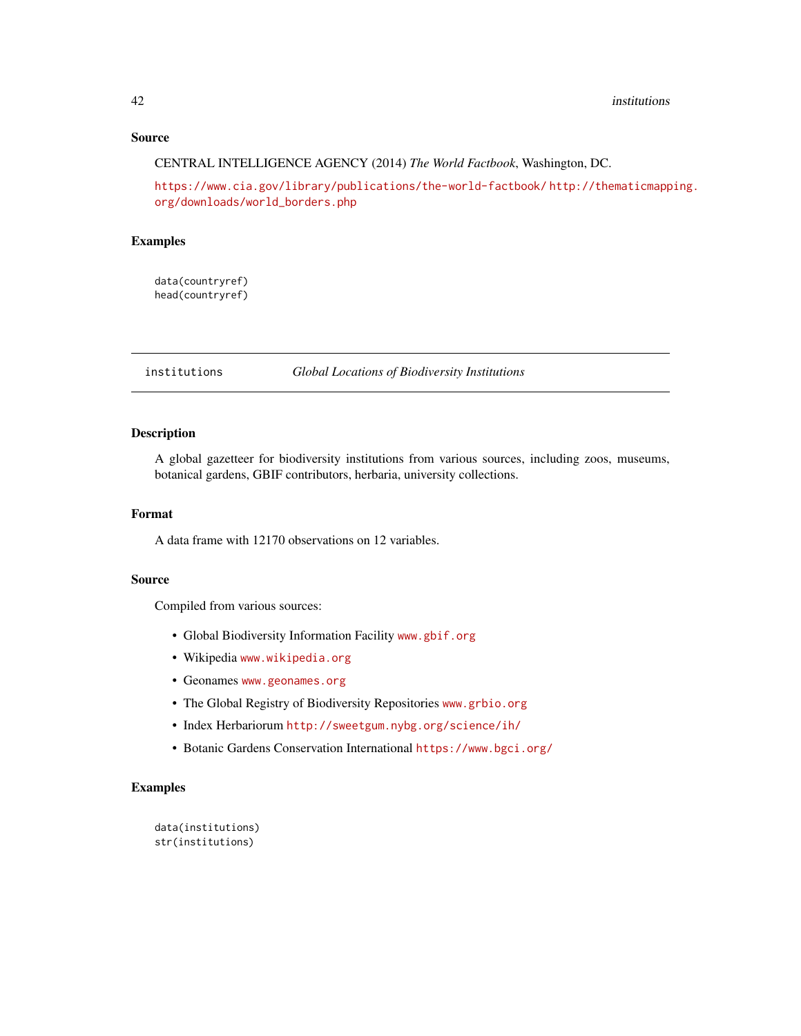## Source

CENTRAL INTELLIGENCE AGENCY (2014) *The World Factbook*, Washington, DC.

https://www.cia.gov/library/publications/the-world-factbook/ http://thematicmapping.org/downloads/world_borders.php

## Examples

```
data(countryref)
head(countryref)
```

---

# institutions — *Global Locations of Biodiversity Institutions*

## Description

A global gazetteer for biodiversity institutions from various sources, including zoos, museums, botanical gardens, GBIF contributors, herbaria, university collections.

## Format

A data frame with 12170 observations on 12 variables.

## Source

Compiled from various sources:

- Global Biodiversity Information Facility www.gbif.org
- Wikipedia www.wikipedia.org
- Geonames www.geonames.org
- The Global Registry of Biodiversity Repositories www.grbio.org
- Index Herbariorum http://sweetgum.nybg.org/science/ih/
- Botanic Gardens Conservation International https://www.bgci.org/

## Examples

```
data(institutions)
str(institutions)
```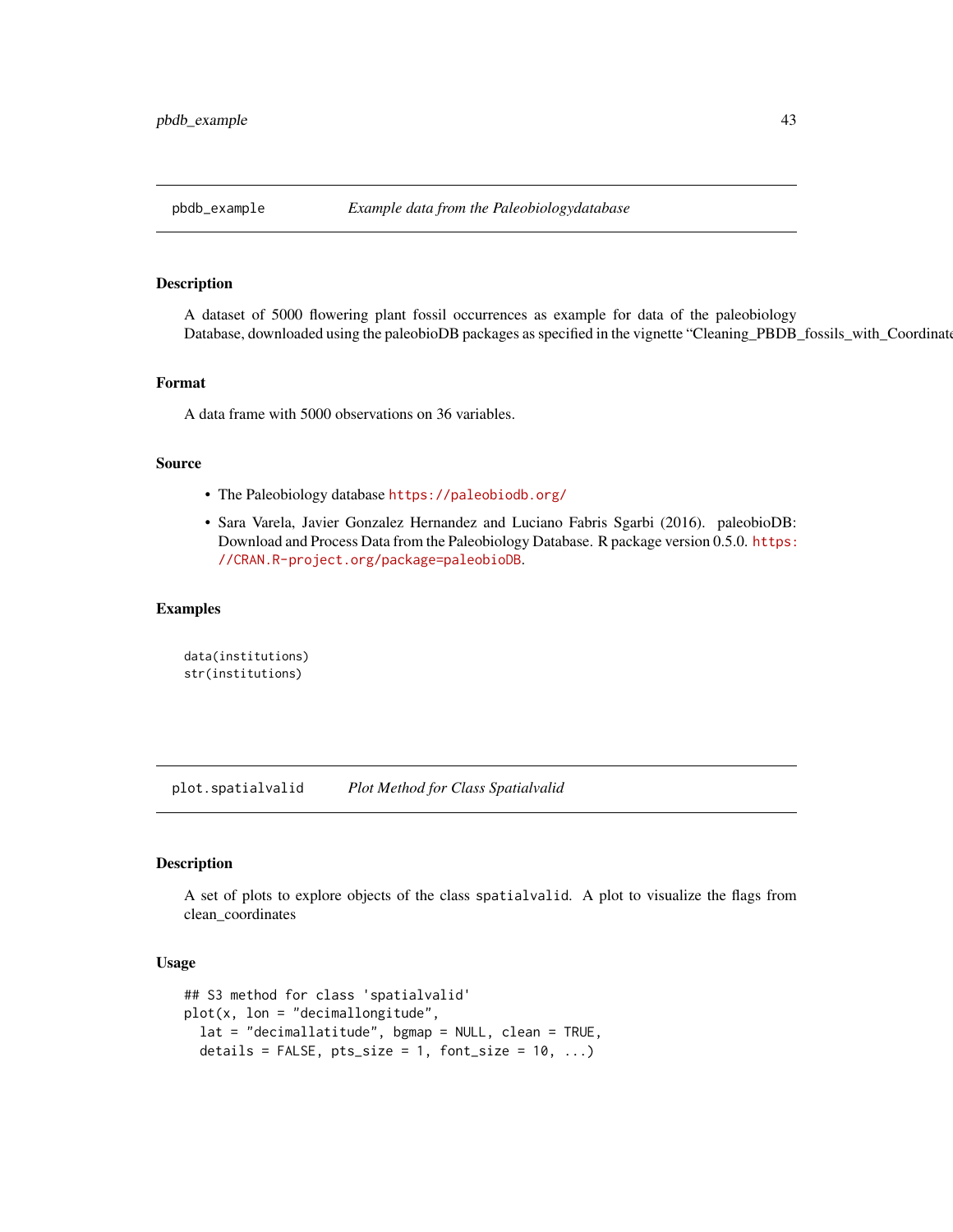## pbdb_example *Example data from the Paleobiologydatabase*

### Description

A dataset of 5000 flowering plant fossil occurrences as example for data of the paleobiology Database, downloaded using the paleobioDB packages as specified in the vignette "Cleaning_PBDB_fossils_with_Coordinate

### Format

A data frame with 5000 observations on 36 variables.

### Source

- The Paleobiology database https://paleobiodb.org/
- Sara Varela, Javier Gonzalez Hernandez and Luciano Fabris Sgarbi (2016). paleobioDB: Download and Process Data from the Paleobiology Database. R package version 0.5.0. https://CRAN.R-project.org/package=paleobioDB.

### Examples

```
data(institutions)
str(institutions)
```

## plot.spatialvalid *Plot Method for Class Spatialvalid*

### Description

A set of plots to explore objects of the class `spatialvalid`. A plot to visualize the flags from clean_coordinates

### Usage

```
## S3 method for class 'spatialvalid'
plot(x, lon = "decimallongitude",
  lat = "decimallatitude", bgmap = NULL, clean = TRUE,
  details = FALSE, pts_size = 1, font_size = 10, ...)
```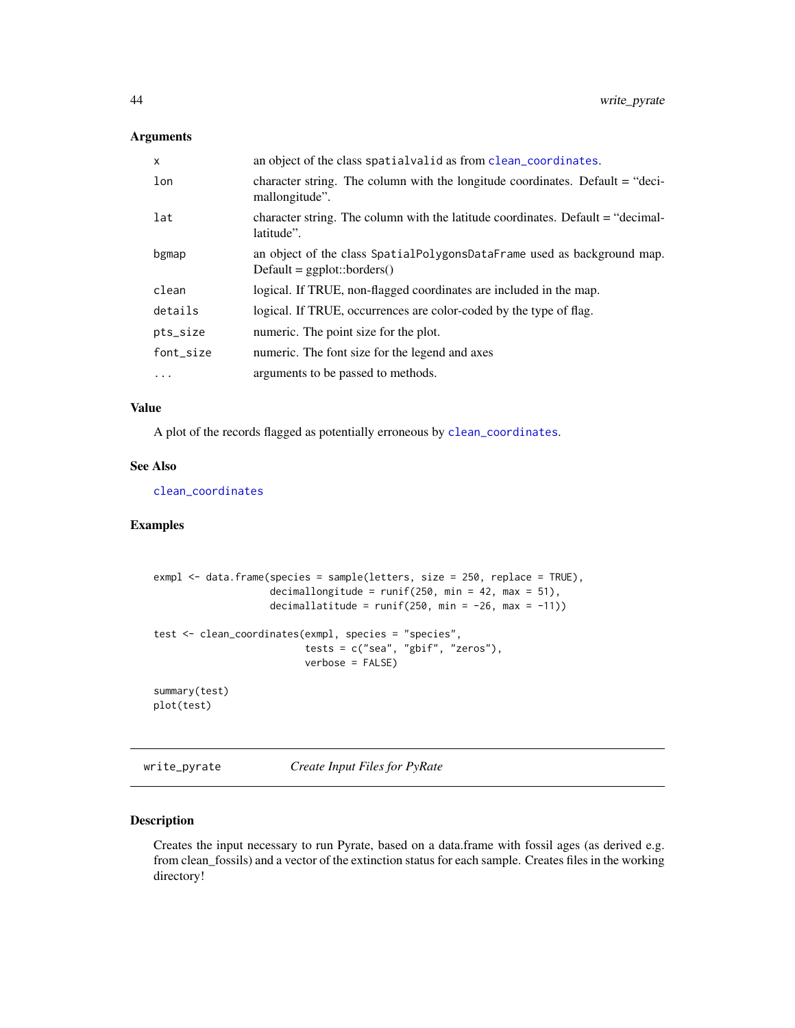### Arguments

| | |
|---|---|
| `x` | an object of the class `spatialvalid` as from `clean_coordinates`. |
| `lon` | character string. The column with the longitude coordinates. Default = "decimallongitude". |
| `lat` | character string. The column with the latitude coordinates. Default = "decimallatitude". |
| `bgmap` | an object of the class `SpatialPolygonsDataFrame` used as background map. Default = ggplot::borders() |
| `clean` | logical. If TRUE, non-flagged coordinates are included in the map. |
| `details` | logical. If TRUE, occurrences are color-coded by the type of flag. |
| `pts_size` | numeric. The point size for the plot. |
| `font_size` | numeric. The font size for the legend and axes |
| `...` | arguments to be passed to methods. |

### Value

A plot of the records flagged as potentially erroneous by `clean_coordinates`.

### See Also

`clean_coordinates`

### Examples

```
exmpl <- data.frame(species = sample(letters, size = 250, replace = TRUE),
                    decimallongitude = runif(250, min = 42, max = 51),
                    decimallatitude = runif(250, min = -26, max = -11))

test <- clean_coordinates(exmpl, species = "species",
                          tests = c("sea", "gbif", "zeros"),
                          verbose = FALSE)

summary(test)
plot(test)
```

---

## write_pyrate — *Create Input Files for PyRate*

### Description

Creates the input necessary to run Pyrate, based on a data.frame with fossil ages (as derived e.g. from clean_fossils) and a vector of the extinction status for each sample. Creates files in the working directory!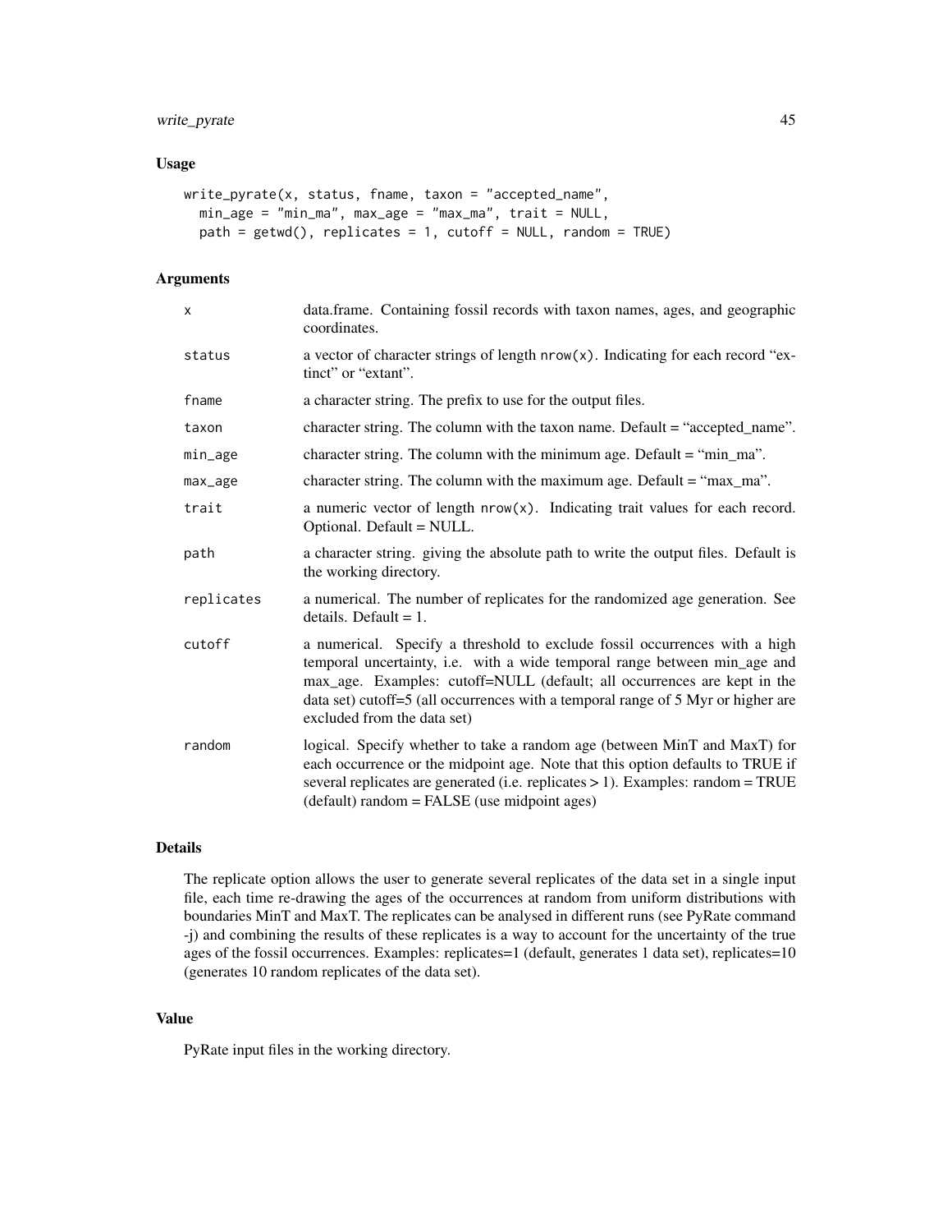## Usage

```
write_pyrate(x, status, fname, taxon = "accepted_name",
  min_age = "min_ma", max_age = "max_ma", trait = NULL,
  path = getwd(), replicates = 1, cutoff = NULL, random = TRUE)
```

## Arguments

| | |
|---|---|
| x | data.frame. Containing fossil records with taxon names, ages, and geographic coordinates. |
| status | a vector of character strings of length nrow(x). Indicating for each record "extinct" or "extant". |
| fname | a character string. The prefix to use for the output files. |
| taxon | character string. The column with the taxon name. Default = "accepted_name". |
| min_age | character string. The column with the minimum age. Default = "min_ma". |
| max_age | character string. The column with the maximum age. Default = "max_ma". |
| trait | a numeric vector of length nrow(x). Indicating trait values for each record. Optional. Default = NULL. |
| path | a character string. giving the absolute path to write the output files. Default is the working directory. |
| replicates | a numerical. The number of replicates for the randomized age generation. See details. Default = 1. |
| cutoff | a numerical. Specify a threshold to exclude fossil occurrences with a high temporal uncertainty, i.e. with a wide temporal range between min_age and max_age. Examples: cutoff=NULL (default; all occurrences are kept in the data set) cutoff=5 (all occurrences with a temporal range of 5 Myr or higher are excluded from the data set) |
| random | logical. Specify whether to take a random age (between MinT and MaxT) for each occurrence or the midpoint age. Note that this option defaults to TRUE if several replicates are generated (i.e. replicates > 1). Examples: random = TRUE (default) random = FALSE (use midpoint ages) |

## Details

The replicate option allows the user to generate several replicates of the data set in a single input file, each time re-drawing the ages of the occurrences at random from uniform distributions with boundaries MinT and MaxT. The replicates can be analysed in different runs (see PyRate command -j) and combining the results of these replicates is a way to account for the uncertainty of the true ages of the fossil occurrences. Examples: replicates=1 (default, generates 1 data set), replicates=10 (generates 10 random replicates of the data set).

## Value

PyRate input files in the working directory.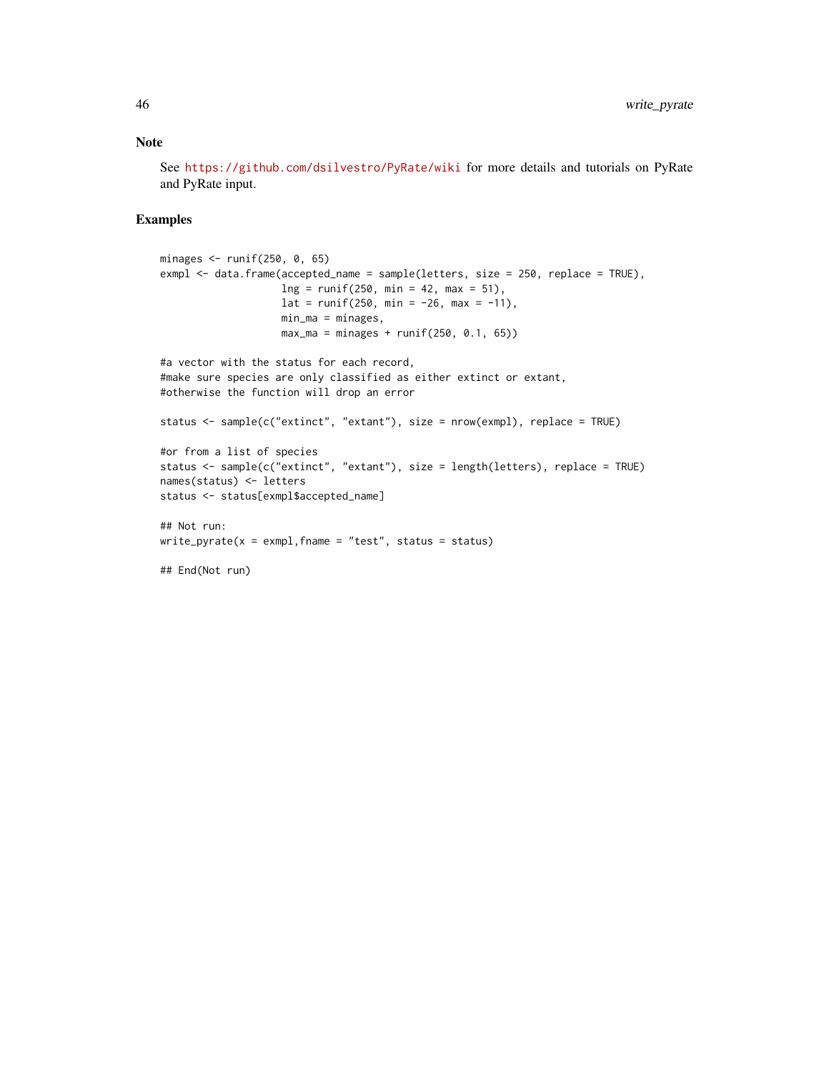## Note

See https://github.com/dsilvestro/PyRate/wiki for more details and tutorials on PyRate and PyRate input.

## Examples

```
minages <- runif(250, 0, 65)
exmpl <- data.frame(accepted_name = sample(letters, size = 250, replace = TRUE),
                    lng = runif(250, min = 42, max = 51),
                    lat = runif(250, min = -26, max = -11),
                    min_ma = minages,
                    max_ma = minages + runif(250, 0.1, 65))

#a vector with the status for each record,
#make sure species are only classified as either extinct or extant,
#otherwise the function will drop an error

status <- sample(c("extinct", "extant"), size = nrow(exmpl), replace = TRUE)

#or from a list of species
status <- sample(c("extinct", "extant"), size = length(letters), replace = TRUE)
names(status) <- letters
status <- status[exmpl$accepted_name]

## Not run:
write_pyrate(x = exmpl,fname = "test", status = status)

## End(Not run)
```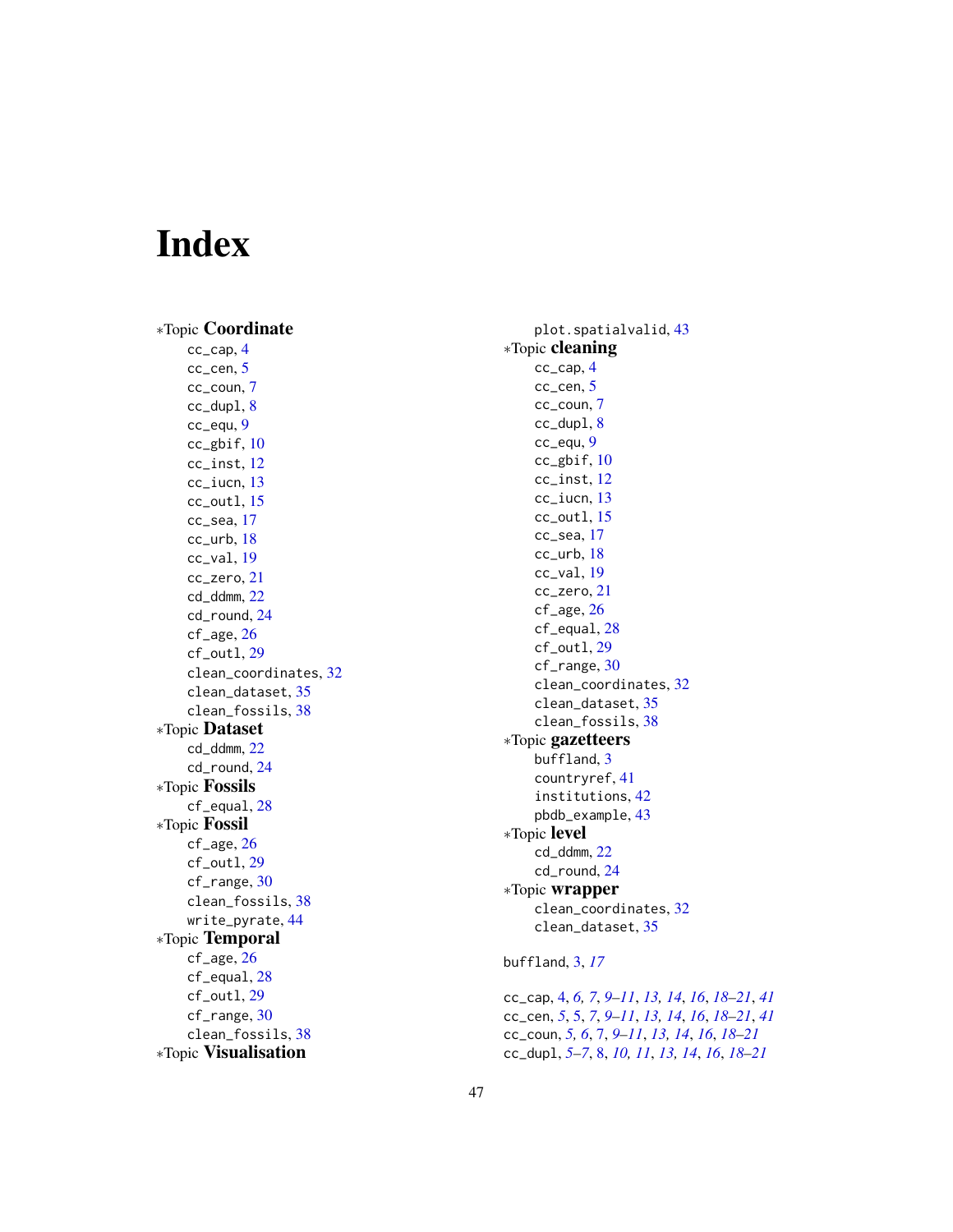# Index

*Topic **Coordinate**
- cc_cap, 4
- cc_cen, 5
- cc_coun, 7
- cc_dupl, 8
- cc_equ, 9
- cc_gbif, 10
- cc_inst, 12
- cc_iucn, 13
- cc_outl, 15
- cc_sea, 17
- cc_urb, 18
- cc_val, 19
- cc_zero, 21
- cd_ddmm, 22
- cd_round, 24
- cf_age, 26
- cf_outl, 29
- clean_coordinates, 32
- clean_dataset, 35
- clean_fossils, 38

*Topic **Dataset**
- cd_ddmm, 22
- cd_round, 24

*Topic **Fossils**
- cf_equal, 28

*Topic **Fossil**
- cf_age, 26
- cf_outl, 29
- cf_range, 30
- clean_fossils, 38
- write_pyrate, 44

*Topic **Temporal**
- cf_age, 26
- cf_equal, 28
- cf_outl, 29
- cf_range, 30
- clean_fossils, 38

*Topic **Visualisation**
- plot.spatialvalid, 43

*Topic **cleaning**
- cc_cap, 4
- cc_cen, 5
- cc_coun, 7
- cc_dupl, 8
- cc_equ, 9
- cc_gbif, 10
- cc_inst, 12
- cc_iucn, 13
- cc_outl, 15
- cc_sea, 17
- cc_urb, 18
- cc_val, 19
- cc_zero, 21
- cf_age, 26
- cf_equal, 28
- cf_outl, 29
- cf_range, 30
- clean_coordinates, 32
- clean_dataset, 35
- clean_fossils, 38

*Topic **gazetteers**
- buffland, 3
- countryref, 41
- institutions, 42
- pbdb_example, 43

*Topic **level**
- cd_ddmm, 22
- cd_round, 24

*Topic **wrapper**
- clean_coordinates, 32
- clean_dataset, 35

buffland, 3, *17*

cc_cap, 4, *6, 7*, *9–11*, *13, 14*, *16*, *18–21*, *41*
cc_cen, *5*, 5, *7*, *9–11*, *13, 14*, *16*, *18–21*, *41*
cc_coun, *5, 6*, 7, *9–11*, *13, 14*, *16*, *18–21*
cc_dupl, *5–7*, 8, *10, 11*, *13, 14*, *16*, *18–21*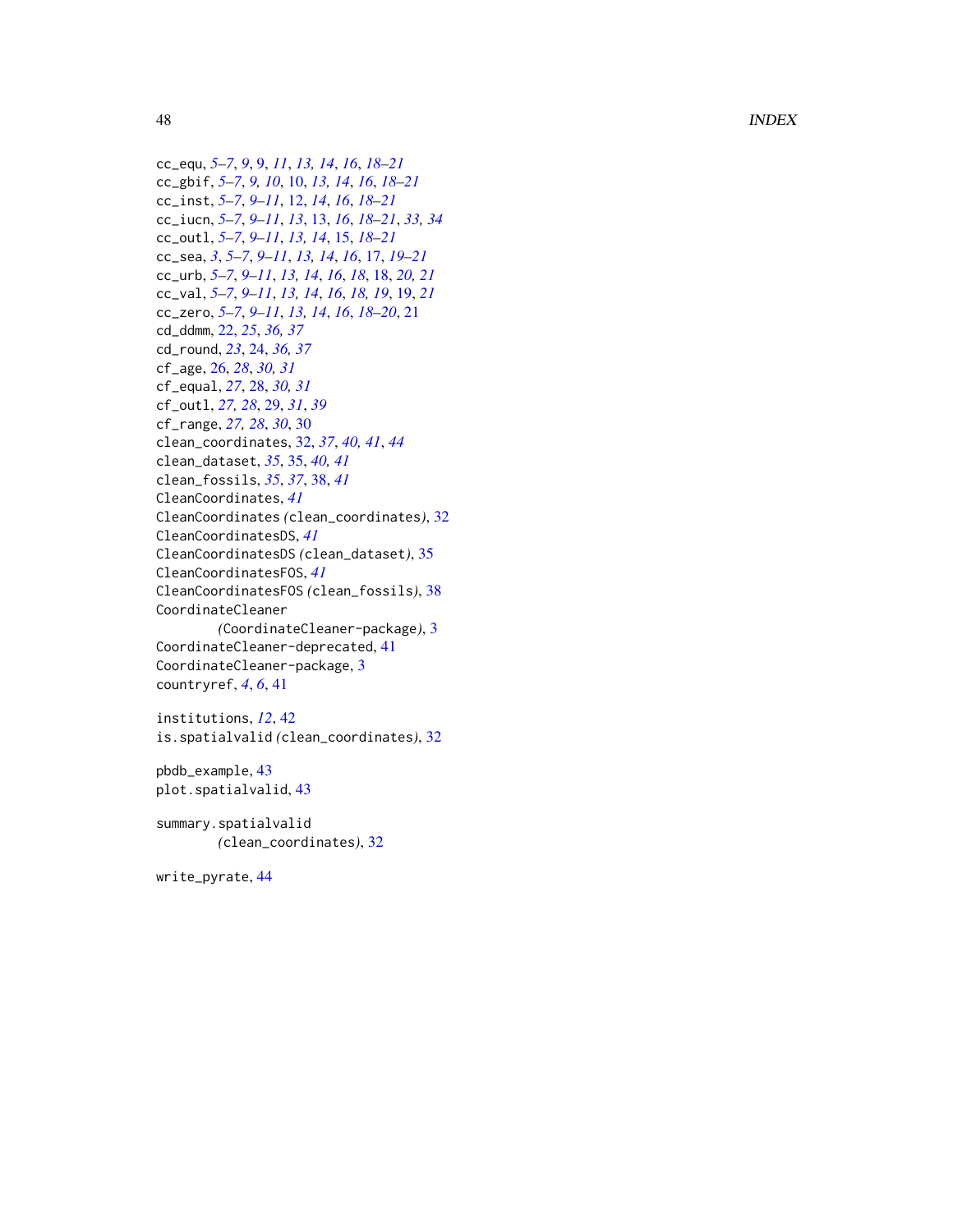cc_equ, *5–7*, *9*, 9, *11*, *13, 14*, *16*, *18–21*
cc_gbif, *5–7*, *9, 10*, 10, *13, 14*, *16*, *18–21*
cc_inst, *5–7*, *9–11*, 12, *14*, *16*, *18–21*
cc_iucn, *5–7*, *9–11*, *13*, 13, *16*, *18–21*, *33, 34*
cc_outl, *5–7*, *9–11*, *13, 14*, 15, *18–21*
cc_sea, *3*, *5–7*, *9–11*, *13, 14*, *16*, 17, *19–21*
cc_urb, *5–7*, *9–11*, *13, 14*, *16*, *18*, 18, *20, 21*
cc_val, *5–7*, *9–11*, *13, 14*, *16*, *18, 19*, 19, *21*
cc_zero, *5–7*, *9–11*, *13, 14*, *16*, *18–20*, 21
cd_ddmm, 22, *25*, *36, 37*
cd_round, *23*, 24, *36, 37*
cf_age, 26, *28*, *30, 31*
cf_equal, *27*, 28, *30, 31*
cf_outl, *27, 28*, 29, *31*, *39*
cf_range, *27, 28*, *30*, 30
clean_coordinates, 32, *37*, *40, 41*, *44*
clean_dataset, *35*, 35, *40, 41*
clean_fossils, *35*, *37*, 38, *41*
CleanCoordinates, *41*
CleanCoordinates *(*clean_coordinates*)*, 32
CleanCoordinatesDS, *41*
CleanCoordinatesDS *(*clean_dataset*)*, 35
CleanCoordinatesFOS, *41*
CleanCoordinatesFOS *(*clean_fossils*)*, 38
CoordinateCleaner
    *(*CoordinateCleaner-package*)*, 3
CoordinateCleaner-deprecated, 41
CoordinateCleaner-package, 3
countryref, *4*, *6*, 41

institutions, *12*, 42
is.spatialvalid *(*clean_coordinates*)*, 32

pbdb_example, 43
plot.spatialvalid, 43

summary.spatialvalid
    *(*clean_coordinates*)*, 32

write_pyrate, 44